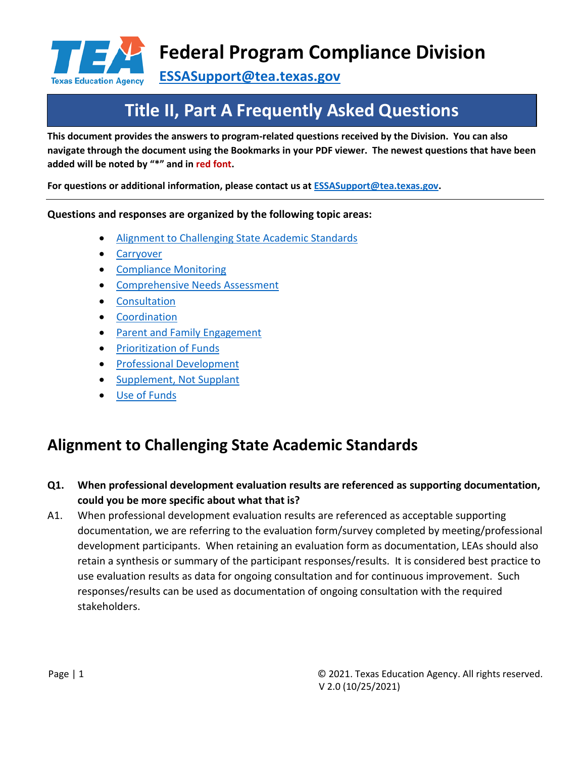# Federal Program Compliance Division

ESSASupport@tea.texas.gov

## Title II, Part A Frequently Asked Questions

**This document provides the answers to program-related questions received by the Division. You can also navigate through the document using the Bookmarks in your PDF viewer. The newest questions that have been added will be noted by "*" and in red font.**

**For questions or additional information, please contact us at ESSASupport@tea.texas.gov.**

**Questions and responses are organized by the following topic areas:**

- Alignment to Challenging State Academic Standards
- Carryover
- Compliance Monitoring
- Comprehensive Needs Assessment
- Consultation
- Coordination
- Parent and Family Engagement
- Prioritization of Funds
- Professional Development
- Supplement, Not Supplant
- Use of Funds

## Alignment to Challenging State Academic Standards

**Q1. When professional development evaluation results are referenced as supporting documentation, could you be more specific about what that is?**

A1. When professional development evaluation results are referenced as acceptable supporting documentation, we are referring to the evaluation form/survey completed by meeting/professional development participants. When retaining an evaluation form as documentation, LEAs should also retain a synthesis or summary of the participant responses/results. It is considered best practice to use evaluation results as data for ongoing consultation and for continuous improvement. Such responses/results can be used as documentation of ongoing consultation with the required stakeholders.

© 2021. Texas Education Agency. All rights reserved.
V 2.0 (10/25/2021)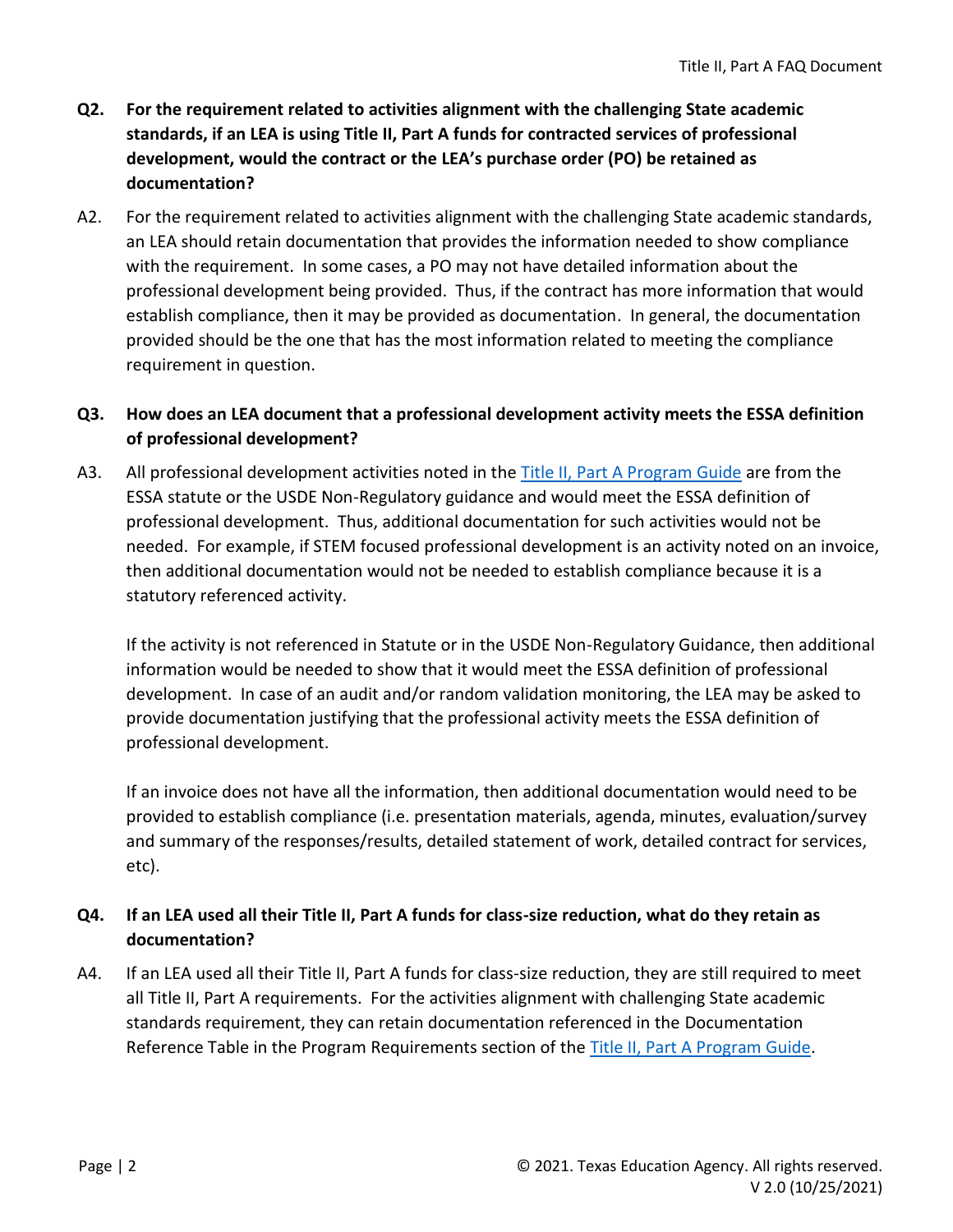**Q2. For the requirement related to activities alignment with the challenging State academic standards, if an LEA is using Title II, Part A funds for contracted services of professional development, would the contract or the LEA's purchase order (PO) be retained as documentation?**

A2. For the requirement related to activities alignment with the challenging State academic standards, an LEA should retain documentation that provides the information needed to show compliance with the requirement. In some cases, a PO may not have detailed information about the professional development being provided. Thus, if the contract has more information that would establish compliance, then it may be provided as documentation. In general, the documentation provided should be the one that has the most information related to meeting the compliance requirement in question.

**Q3. How does an LEA document that a professional development activity meets the ESSA definition of professional development?**

A3. All professional development activities noted in the [Title II, Part A Program Guide]() are from the ESSA statute or the USDE Non-Regulatory guidance and would meet the ESSA definition of professional development. Thus, additional documentation for such activities would not be needed. For example, if STEM focused professional development is an activity noted on an invoice, then additional documentation would not be needed to establish compliance because it is a statutory referenced activity.

If the activity is not referenced in Statute or in the USDE Non-Regulatory Guidance, then additional information would be needed to show that it would meet the ESSA definition of professional development. In case of an audit and/or random validation monitoring, the LEA may be asked to provide documentation justifying that the professional activity meets the ESSA definition of professional development.

If an invoice does not have all the information, then additional documentation would need to be provided to establish compliance (i.e. presentation materials, agenda, minutes, evaluation/survey and summary of the responses/results, detailed statement of work, detailed contract for services, etc).

**Q4. If an LEA used all their Title II, Part A funds for class-size reduction, what do they retain as documentation?**

A4. If an LEA used all their Title II, Part A funds for class-size reduction, they are still required to meet all Title II, Part A requirements. For the activities alignment with challenging State academic standards requirement, they can retain documentation referenced in the Documentation Reference Table in the Program Requirements section of the [Title II, Part A Program Guide]().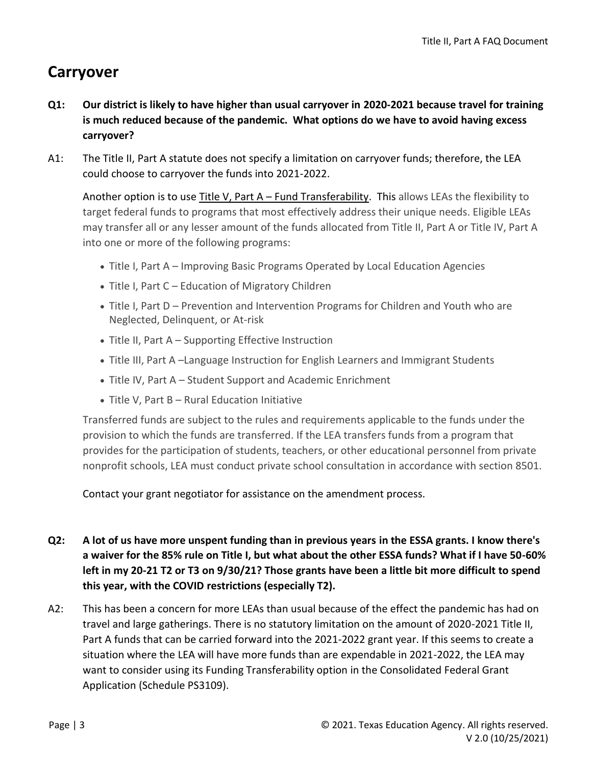## Carryover

**Q1: Our district is likely to have higher than usual carryover in 2020-2021 because travel for training is much reduced because of the pandemic. What options do we have to avoid having excess carryover?**

A1: The Title II, Part A statute does not specify a limitation on carryover funds; therefore, the LEA could choose to carryover the funds into 2021-2022.

Another option is to use Title V, Part A – Fund Transferability. This allows LEAs the flexibility to target federal funds to programs that most effectively address their unique needs. Eligible LEAs may transfer all or any lesser amount of the funds allocated from Title II, Part A or Title IV, Part A into one or more of the following programs:

- Title I, Part A – Improving Basic Programs Operated by Local Education Agencies
- Title I, Part C – Education of Migratory Children
- Title I, Part D – Prevention and Intervention Programs for Children and Youth who are Neglected, Delinquent, or At-risk
- Title II, Part A – Supporting Effective Instruction
- Title III, Part A –Language Instruction for English Learners and Immigrant Students
- Title IV, Part A – Student Support and Academic Enrichment
- Title V, Part B – Rural Education Initiative

Transferred funds are subject to the rules and requirements applicable to the funds under the provision to which the funds are transferred. If the LEA transfers funds from a program that provides for the participation of students, teachers, or other educational personnel from private nonprofit schools, LEA must conduct private school consultation in accordance with section 8501.

Contact your grant negotiator for assistance on the amendment process.

**Q2: A lot of us have more unspent funding than in previous years in the ESSA grants. I know there's a waiver for the 85% rule on Title I, but what about the other ESSA funds? What if I have 50-60% left in my 20-21 T2 or T3 on 9/30/21? Those grants have been a little bit more difficult to spend this year, with the COVID restrictions (especially T2).**

A2: This has been a concern for more LEAs than usual because of the effect the pandemic has had on travel and large gatherings. There is no statutory limitation on the amount of 2020-2021 Title II, Part A funds that can be carried forward into the 2021-2022 grant year. If this seems to create a situation where the LEA will have more funds than are expendable in 2021-2022, the LEA may want to consider using its Funding Transferability option in the Consolidated Federal Grant Application (Schedule PS3109).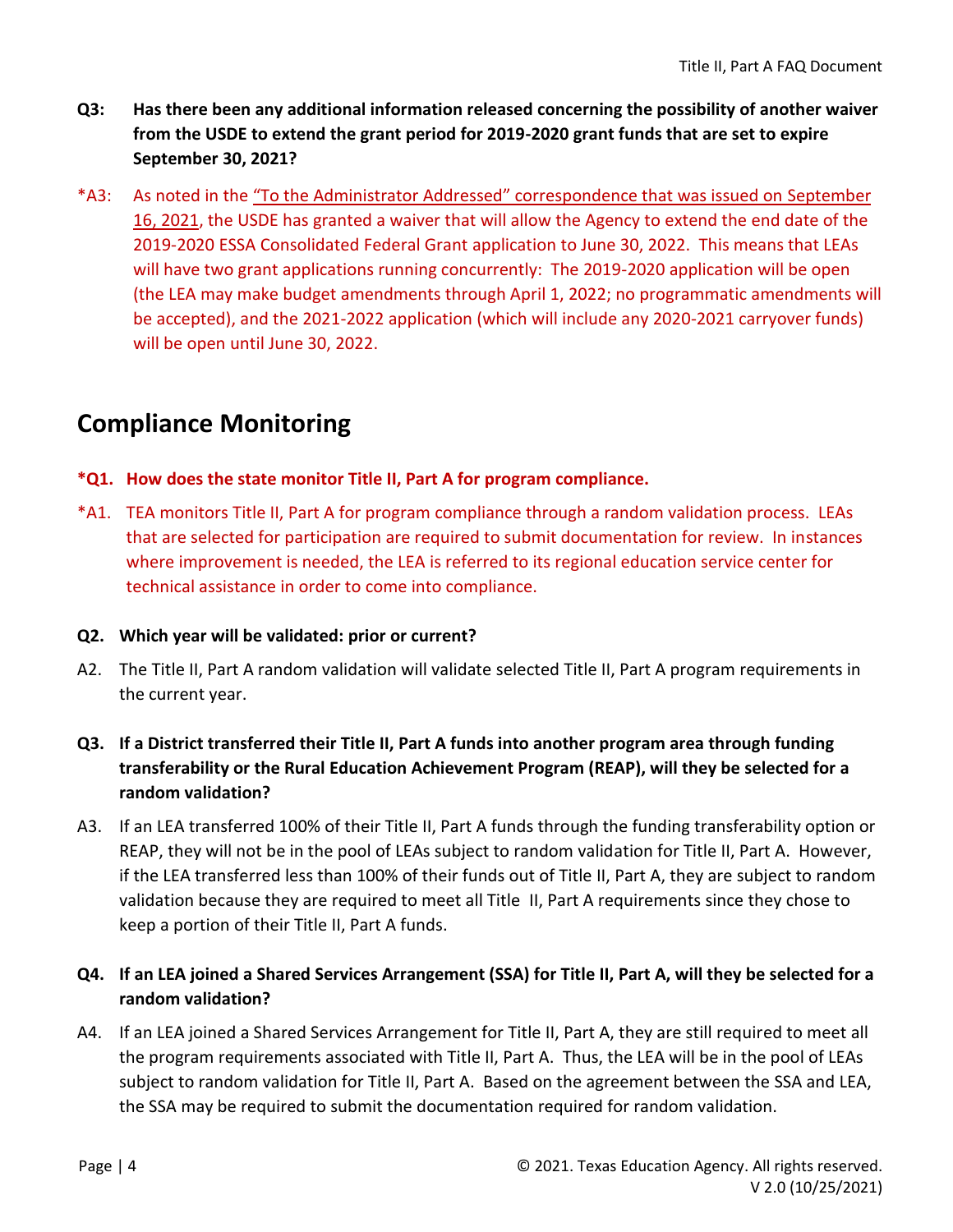**Q3: Has there been any additional information released concerning the possibility of another waiver from the USDE to extend the grant period for 2019-2020 grant funds that are set to expire September 30, 2021?**

*A3: As noted in the "To the Administrator Addressed" correspondence that was issued on September 16, 2021, the USDE has granted a waiver that will allow the Agency to extend the end date of the 2019-2020 ESSA Consolidated Federal Grant application to June 30, 2022. This means that LEAs will have two grant applications running concurrently: The 2019-2020 application will be open (the LEA may make budget amendments through April 1, 2022; no programmatic amendments will be accepted), and the 2021-2022 application (which will include any 2020-2021 carryover funds) will be open until June 30, 2022.

## Compliance Monitoring

**\*Q1. How does the state monitor Title II, Part A for program compliance.**

*A1. TEA monitors Title II, Part A for program compliance through a random validation process. LEAs that are selected for participation are required to submit documentation for review. In instances where improvement is needed, the LEA is referred to its regional education service center for technical assistance in order to come into compliance.

**Q2. Which year will be validated: prior or current?**

A2. The Title II, Part A random validation will validate selected Title II, Part A program requirements in the current year.

**Q3. If a District transferred their Title II, Part A funds into another program area through funding transferability or the Rural Education Achievement Program (REAP), will they be selected for a random validation?**

A3. If an LEA transferred 100% of their Title II, Part A funds through the funding transferability option or REAP, they will not be in the pool of LEAs subject to random validation for Title II, Part A. However, if the LEA transferred less than 100% of their funds out of Title II, Part A, they are subject to random validation because they are required to meet all Title II, Part A requirements since they chose to keep a portion of their Title II, Part A funds.

**Q4. If an LEA joined a Shared Services Arrangement (SSA) for Title II, Part A, will they be selected for a random validation?**

A4. If an LEA joined a Shared Services Arrangement for Title II, Part A, they are still required to meet all the program requirements associated with Title II, Part A. Thus, the LEA will be in the pool of LEAs subject to random validation for Title II, Part A. Based on the agreement between the SSA and LEA, the SSA may be required to submit the documentation required for random validation.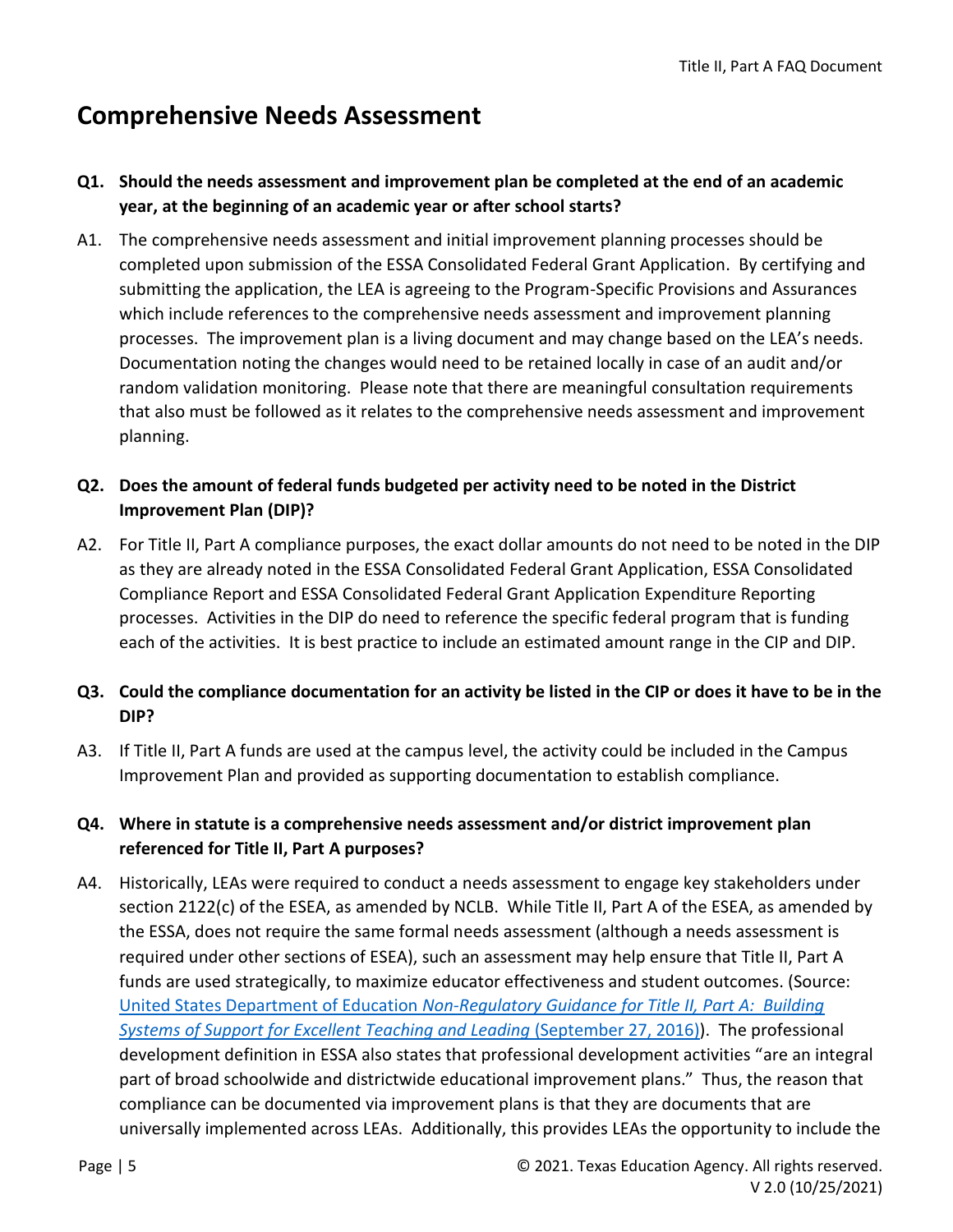## Comprehensive Needs Assessment

**Q1. Should the needs assessment and improvement plan be completed at the end of an academic year, at the beginning of an academic year or after school starts?**

A1. The comprehensive needs assessment and initial improvement planning processes should be completed upon submission of the ESSA Consolidated Federal Grant Application. By certifying and submitting the application, the LEA is agreeing to the Program-Specific Provisions and Assurances which include references to the comprehensive needs assessment and improvement planning processes. The improvement plan is a living document and may change based on the LEA's needs. Documentation noting the changes would need to be retained locally in case of an audit and/or random validation monitoring. Please note that there are meaningful consultation requirements that also must be followed as it relates to the comprehensive needs assessment and improvement planning.

**Q2. Does the amount of federal funds budgeted per activity need to be noted in the District Improvement Plan (DIP)?**

A2. For Title II, Part A compliance purposes, the exact dollar amounts do not need to be noted in the DIP as they are already noted in the ESSA Consolidated Federal Grant Application, ESSA Consolidated Compliance Report and ESSA Consolidated Federal Grant Application Expenditure Reporting processes. Activities in the DIP do need to reference the specific federal program that is funding each of the activities. It is best practice to include an estimated amount range in the CIP and DIP.

**Q3. Could the compliance documentation for an activity be listed in the CIP or does it have to be in the DIP?**

A3. If Title II, Part A funds are used at the campus level, the activity could be included in the Campus Improvement Plan and provided as supporting documentation to establish compliance.

**Q4. Where in statute is a comprehensive needs assessment and/or district improvement plan referenced for Title II, Part A purposes?**

A4. Historically, LEAs were required to conduct a needs assessment to engage key stakeholders under section 2122(c) of the ESEA, as amended by NCLB. While Title II, Part A of the ESEA, as amended by the ESSA, does not require the same formal needs assessment (although a needs assessment is required under other sections of ESEA), such an assessment may help ensure that Title II, Part A funds are used strategically, to maximize educator effectiveness and student outcomes. (Source: United States Department of Education *Non-Regulatory Guidance for Title II, Part A: Building Systems of Support for Excellent Teaching and Leading* (September 27, 2016)). The professional development definition in ESSA also states that professional development activities "are an integral part of broad schoolwide and districtwide educational improvement plans." Thus, the reason that compliance can be documented via improvement plans is that they are documents that are universally implemented across LEAs. Additionally, this provides LEAs the opportunity to include the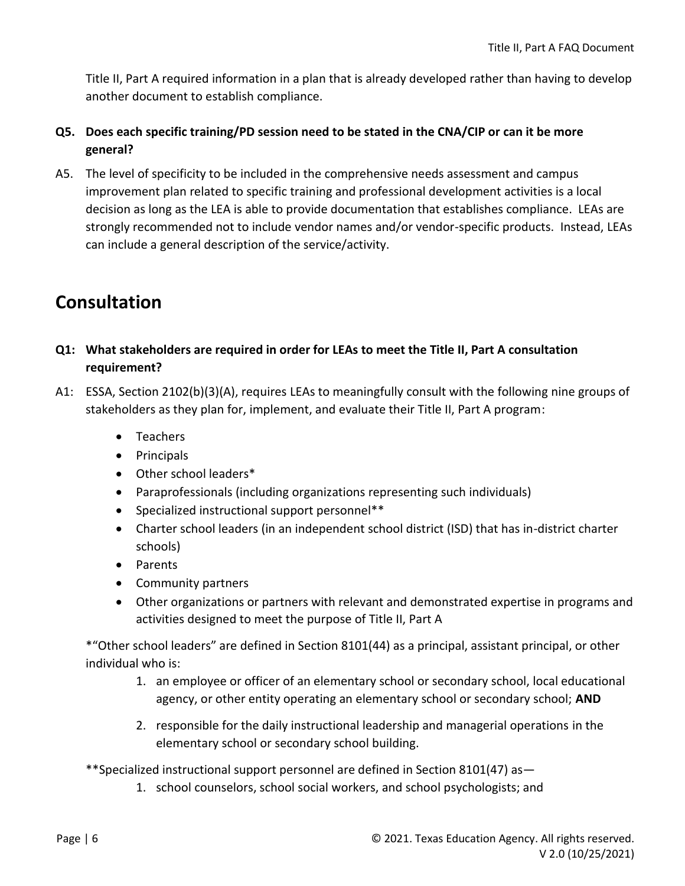Title II, Part A required information in a plan that is already developed rather than having to develop another document to establish compliance.

**Q5. Does each specific training/PD session need to be stated in the CNA/CIP or can it be more general?**

A5. The level of specificity to be included in the comprehensive needs assessment and campus improvement plan related to specific training and professional development activities is a local decision as long as the LEA is able to provide documentation that establishes compliance. LEAs are strongly recommended not to include vendor names and/or vendor-specific products. Instead, LEAs can include a general description of the service/activity.

## Consultation

**Q1: What stakeholders are required in order for LEAs to meet the Title II, Part A consultation requirement?**

A1: ESSA, Section 2102(b)(3)(A), requires LEAs to meaningfully consult with the following nine groups of stakeholders as they plan for, implement, and evaluate their Title II, Part A program:

- Teachers
- Principals
- Other school leaders*
- Paraprofessionals (including organizations representing such individuals)
- Specialized instructional support personnel**
- Charter school leaders (in an independent school district (ISD) that has in-district charter schools)
- Parents
- Community partners
- Other organizations or partners with relevant and demonstrated expertise in programs and activities designed to meet the purpose of Title II, Part A

*"Other school leaders" are defined in Section 8101(44) as a principal, assistant principal, or other individual who is:

1. an employee or officer of an elementary school or secondary school, local educational agency, or other entity operating an elementary school or secondary school; **AND**
2. responsible for the daily instructional leadership and managerial operations in the elementary school or secondary school building.

**Specialized instructional support personnel are defined in Section 8101(47) as—

1. school counselors, school social workers, and school psychologists; and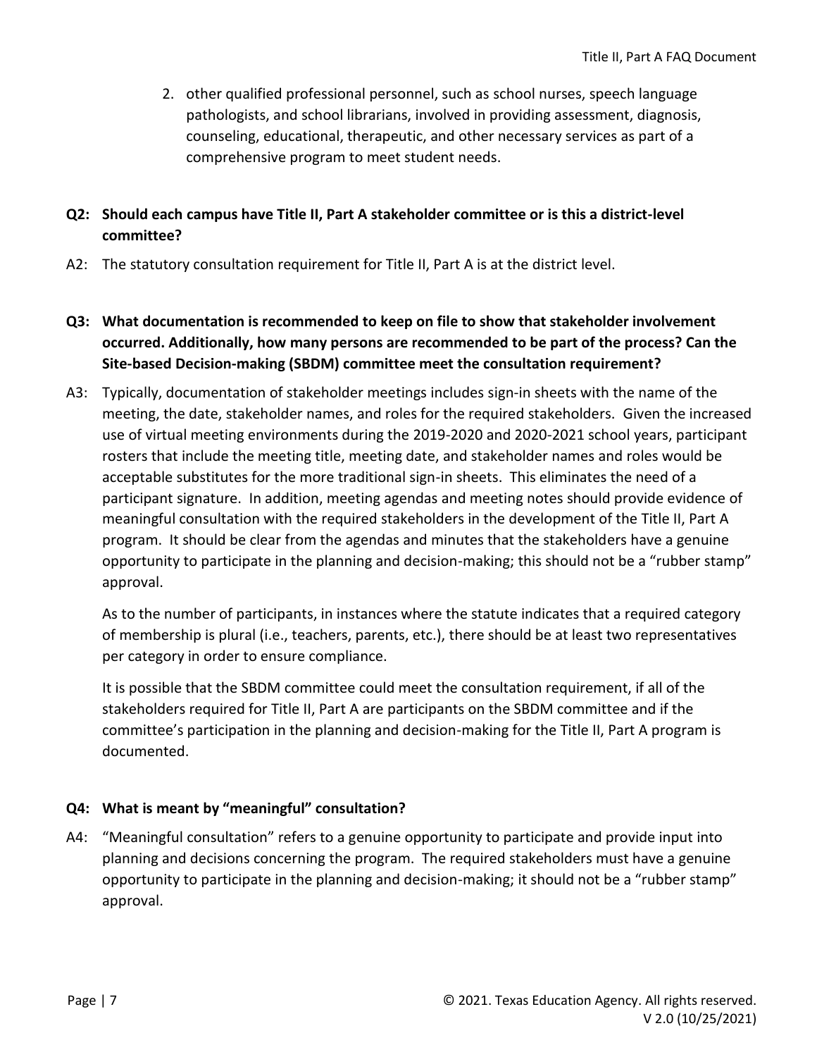2. other qualified professional personnel, such as school nurses, speech language pathologists, and school librarians, involved in providing assessment, diagnosis, counseling, educational, therapeutic, and other necessary services as part of a comprehensive program to meet student needs.

**Q2: Should each campus have Title II, Part A stakeholder committee or is this a district-level committee?**

A2: The statutory consultation requirement for Title II, Part A is at the district level.

**Q3: What documentation is recommended to keep on file to show that stakeholder involvement occurred. Additionally, how many persons are recommended to be part of the process? Can the Site-based Decision-making (SBDM) committee meet the consultation requirement?**

A3: Typically, documentation of stakeholder meetings includes sign-in sheets with the name of the meeting, the date, stakeholder names, and roles for the required stakeholders. Given the increased use of virtual meeting environments during the 2019-2020 and 2020-2021 school years, participant rosters that include the meeting title, meeting date, and stakeholder names and roles would be acceptable substitutes for the more traditional sign-in sheets. This eliminates the need of a participant signature. In addition, meeting agendas and meeting notes should provide evidence of meaningful consultation with the required stakeholders in the development of the Title II, Part A program. It should be clear from the agendas and minutes that the stakeholders have a genuine opportunity to participate in the planning and decision-making; this should not be a "rubber stamp" approval.

As to the number of participants, in instances where the statute indicates that a required category of membership is plural (i.e., teachers, parents, etc.), there should be at least two representatives per category in order to ensure compliance.

It is possible that the SBDM committee could meet the consultation requirement, if all of the stakeholders required for Title II, Part A are participants on the SBDM committee and if the committee's participation in the planning and decision-making for the Title II, Part A program is documented.

**Q4: What is meant by "meaningful" consultation?**

A4: "Meaningful consultation" refers to a genuine opportunity to participate and provide input into planning and decisions concerning the program. The required stakeholders must have a genuine opportunity to participate in the planning and decision-making; it should not be a "rubber stamp" approval.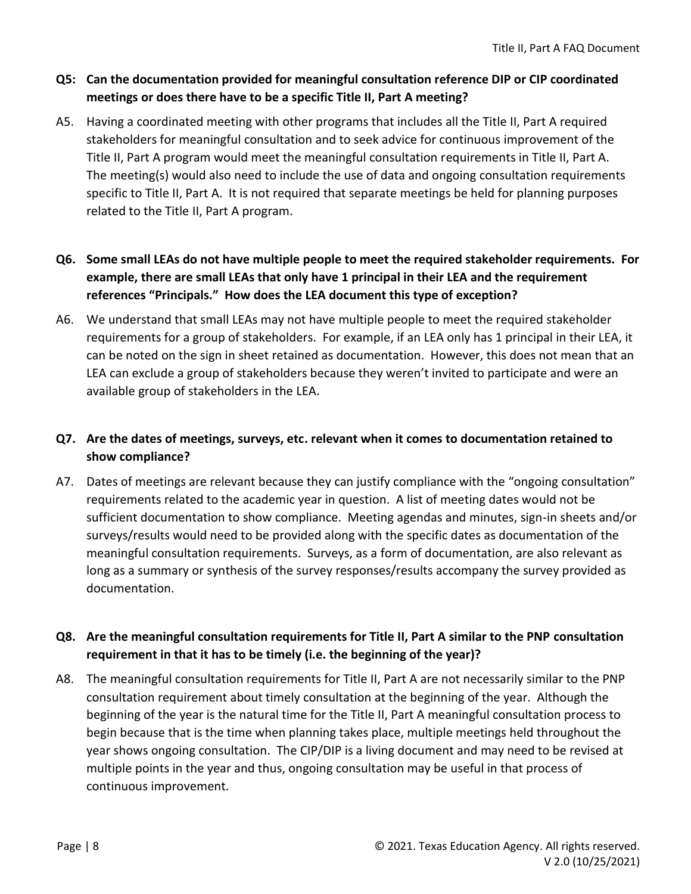**Q5: Can the documentation provided for meaningful consultation reference DIP or CIP coordinated meetings or does there have to be a specific Title II, Part A meeting?**

A5. Having a coordinated meeting with other programs that includes all the Title II, Part A required stakeholders for meaningful consultation and to seek advice for continuous improvement of the Title II, Part A program would meet the meaningful consultation requirements in Title II, Part A. The meeting(s) would also need to include the use of data and ongoing consultation requirements specific to Title II, Part A. It is not required that separate meetings be held for planning purposes related to the Title II, Part A program.

**Q6. Some small LEAs do not have multiple people to meet the required stakeholder requirements. For example, there are small LEAs that only have 1 principal in their LEA and the requirement references "Principals." How does the LEA document this type of exception?**

A6. We understand that small LEAs may not have multiple people to meet the required stakeholder requirements for a group of stakeholders. For example, if an LEA only has 1 principal in their LEA, it can be noted on the sign in sheet retained as documentation. However, this does not mean that an LEA can exclude a group of stakeholders because they weren't invited to participate and were an available group of stakeholders in the LEA.

**Q7. Are the dates of meetings, surveys, etc. relevant when it comes to documentation retained to show compliance?**

A7. Dates of meetings are relevant because they can justify compliance with the "ongoing consultation" requirements related to the academic year in question. A list of meeting dates would not be sufficient documentation to show compliance. Meeting agendas and minutes, sign-in sheets and/or surveys/results would need to be provided along with the specific dates as documentation of the meaningful consultation requirements. Surveys, as a form of documentation, are also relevant as long as a summary or synthesis of the survey responses/results accompany the survey provided as documentation.

**Q8. Are the meaningful consultation requirements for Title II, Part A similar to the PNP consultation requirement in that it has to be timely (i.e. the beginning of the year)?**

A8. The meaningful consultation requirements for Title II, Part A are not necessarily similar to the PNP consultation requirement about timely consultation at the beginning of the year. Although the beginning of the year is the natural time for the Title II, Part A meaningful consultation process to begin because that is the time when planning takes place, multiple meetings held throughout the year shows ongoing consultation. The CIP/DIP is a living document and may need to be revised at multiple points in the year and thus, ongoing consultation may be useful in that process of continuous improvement.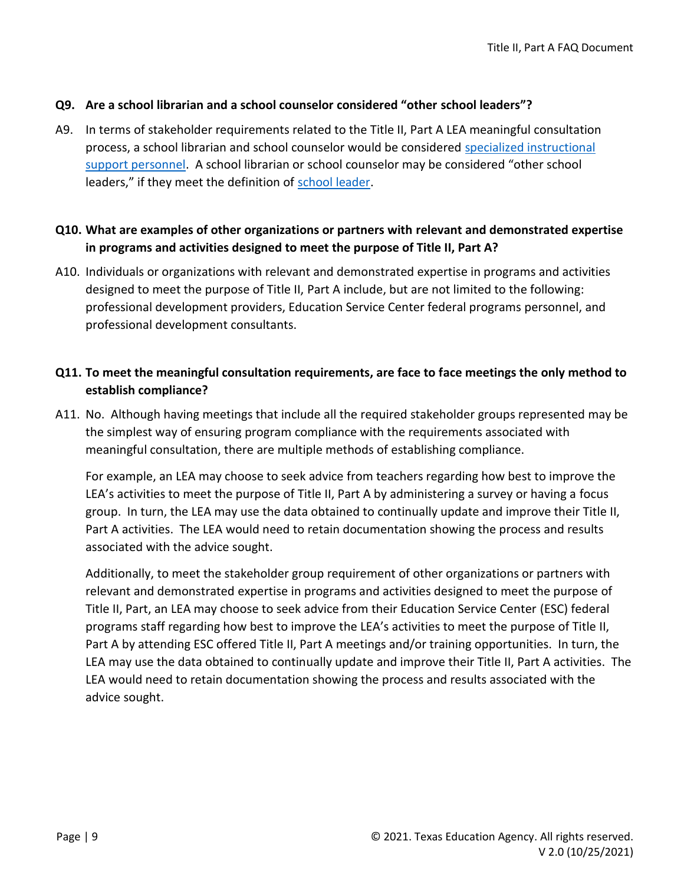**Q9. Are a school librarian and a school counselor considered "other school leaders"?**

A9. In terms of stakeholder requirements related to the Title II, Part A LEA meaningful consultation process, a school librarian and school counselor would be considered specialized instructional support personnel. A school librarian or school counselor may be considered "other school leaders," if they meet the definition of school leader.

**Q10. What are examples of other organizations or partners with relevant and demonstrated expertise in programs and activities designed to meet the purpose of Title II, Part A?**

A10. Individuals or organizations with relevant and demonstrated expertise in programs and activities designed to meet the purpose of Title II, Part A include, but are not limited to the following: professional development providers, Education Service Center federal programs personnel, and professional development consultants.

**Q11. To meet the meaningful consultation requirements, are face to face meetings the only method to establish compliance?**

A11. No. Although having meetings that include all the required stakeholder groups represented may be the simplest way of ensuring program compliance with the requirements associated with meaningful consultation, there are multiple methods of establishing compliance.

For example, an LEA may choose to seek advice from teachers regarding how best to improve the LEA's activities to meet the purpose of Title II, Part A by administering a survey or having a focus group. In turn, the LEA may use the data obtained to continually update and improve their Title II, Part A activities. The LEA would need to retain documentation showing the process and results associated with the advice sought.

Additionally, to meet the stakeholder group requirement of other organizations or partners with relevant and demonstrated expertise in programs and activities designed to meet the purpose of Title II, Part, an LEA may choose to seek advice from their Education Service Center (ESC) federal programs staff regarding how best to improve the LEA's activities to meet the purpose of Title II, Part A by attending ESC offered Title II, Part A meetings and/or training opportunities. In turn, the LEA may use the data obtained to continually update and improve their Title II, Part A activities. The LEA would need to retain documentation showing the process and results associated with the advice sought.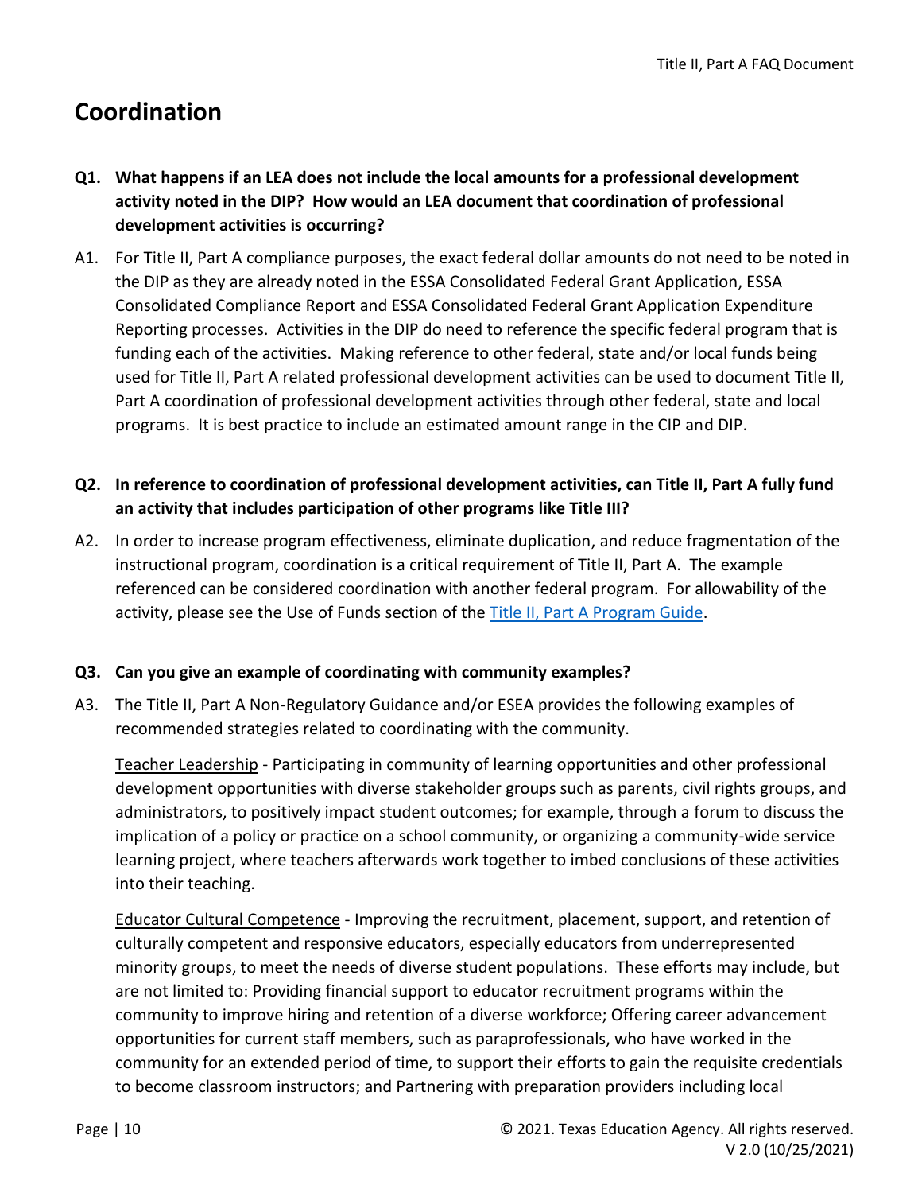## Coordination

**Q1. What happens if an LEA does not include the local amounts for a professional development activity noted in the DIP? How would an LEA document that coordination of professional development activities is occurring?**

A1. For Title II, Part A compliance purposes, the exact federal dollar amounts do not need to be noted in the DIP as they are already noted in the ESSA Consolidated Federal Grant Application, ESSA Consolidated Compliance Report and ESSA Consolidated Federal Grant Application Expenditure Reporting processes. Activities in the DIP do need to reference the specific federal program that is funding each of the activities. Making reference to other federal, state and/or local funds being used for Title II, Part A related professional development activities can be used to document Title II, Part A coordination of professional development activities through other federal, state and local programs. It is best practice to include an estimated amount range in the CIP and DIP.

**Q2. In reference to coordination of professional development activities, can Title II, Part A fully fund an activity that includes participation of other programs like Title III?**

A2. In order to increase program effectiveness, eliminate duplication, and reduce fragmentation of the instructional program, coordination is a critical requirement of Title II, Part A. The example referenced can be considered coordination with another federal program. For allowability of the activity, please see the Use of Funds section of the Title II, Part A Program Guide.

**Q3. Can you give an example of coordinating with community examples?**

A3. The Title II, Part A Non-Regulatory Guidance and/or ESEA provides the following examples of recommended strategies related to coordinating with the community.

Teacher Leadership - Participating in community of learning opportunities and other professional development opportunities with diverse stakeholder groups such as parents, civil rights groups, and administrators, to positively impact student outcomes; for example, through a forum to discuss the implication of a policy or practice on a school community, or organizing a community-wide service learning project, where teachers afterwards work together to imbed conclusions of these activities into their teaching.

Educator Cultural Competence - Improving the recruitment, placement, support, and retention of culturally competent and responsive educators, especially educators from underrepresented minority groups, to meet the needs of diverse student populations. These efforts may include, but are not limited to: Providing financial support to educator recruitment programs within the community to improve hiring and retention of a diverse workforce; Offering career advancement opportunities for current staff members, such as paraprofessionals, who have worked in the community for an extended period of time, to support their efforts to gain the requisite credentials to become classroom instructors; and Partnering with preparation providers including local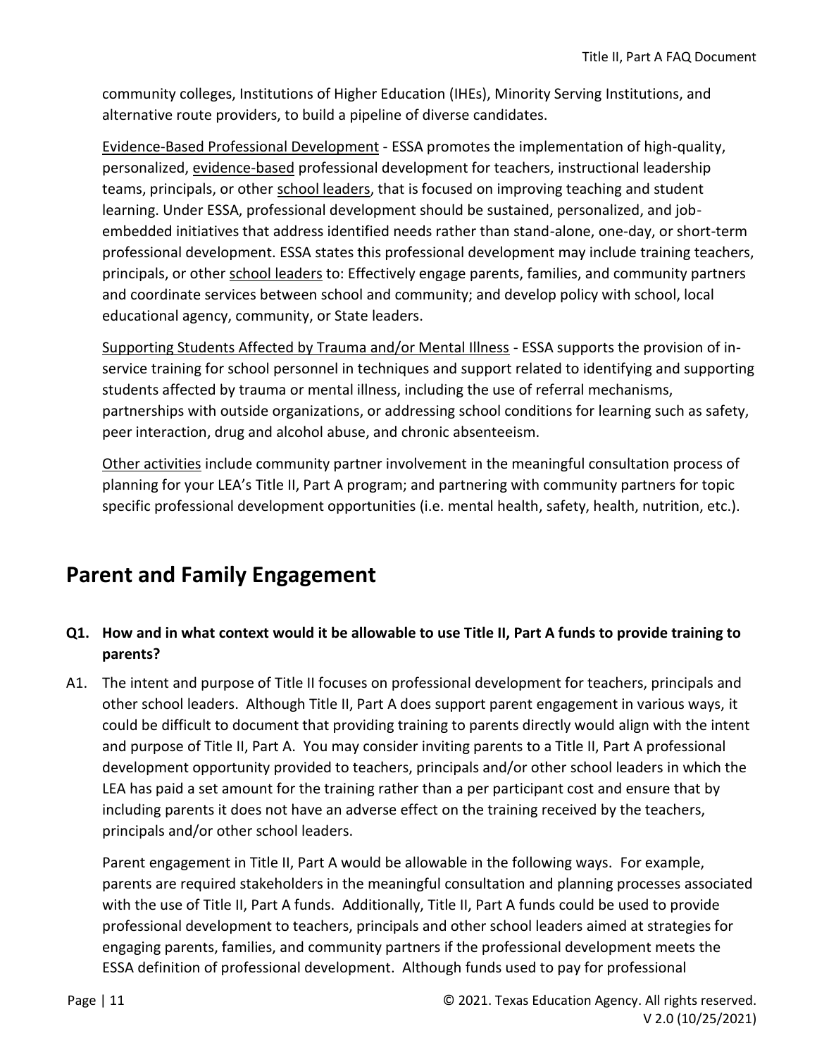community colleges, Institutions of Higher Education (IHEs), Minority Serving Institutions, and alternative route providers, to build a pipeline of diverse candidates.

Evidence-Based Professional Development - ESSA promotes the implementation of high-quality, personalized, evidence-based professional development for teachers, instructional leadership teams, principals, or other school leaders, that is focused on improving teaching and student learning. Under ESSA, professional development should be sustained, personalized, and job-embedded initiatives that address identified needs rather than stand-alone, one-day, or short-term professional development. ESSA states this professional development may include training teachers, principals, or other school leaders to: Effectively engage parents, families, and community partners and coordinate services between school and community; and develop policy with school, local educational agency, community, or State leaders.

Supporting Students Affected by Trauma and/or Mental Illness - ESSA supports the provision of in-service training for school personnel in techniques and support related to identifying and supporting students affected by trauma or mental illness, including the use of referral mechanisms, partnerships with outside organizations, or addressing school conditions for learning such as safety, peer interaction, drug and alcohol abuse, and chronic absenteeism.

Other activities include community partner involvement in the meaningful consultation process of planning for your LEA's Title II, Part A program; and partnering with community partners for topic specific professional development opportunities (i.e. mental health, safety, health, nutrition, etc.).

## Parent and Family Engagement

**Q1. How and in what context would it be allowable to use Title II, Part A funds to provide training to parents?**

A1. The intent and purpose of Title II focuses on professional development for teachers, principals and other school leaders. Although Title II, Part A does support parent engagement in various ways, it could be difficult to document that providing training to parents directly would align with the intent and purpose of Title II, Part A. You may consider inviting parents to a Title II, Part A professional development opportunity provided to teachers, principals and/or other school leaders in which the LEA has paid a set amount for the training rather than a per participant cost and ensure that by including parents it does not have an adverse effect on the training received by the teachers, principals and/or other school leaders.

Parent engagement in Title II, Part A would be allowable in the following ways. For example, parents are required stakeholders in the meaningful consultation and planning processes associated with the use of Title II, Part A funds. Additionally, Title II, Part A funds could be used to provide professional development to teachers, principals and other school leaders aimed at strategies for engaging parents, families, and community partners if the professional development meets the ESSA definition of professional development. Although funds used to pay for professional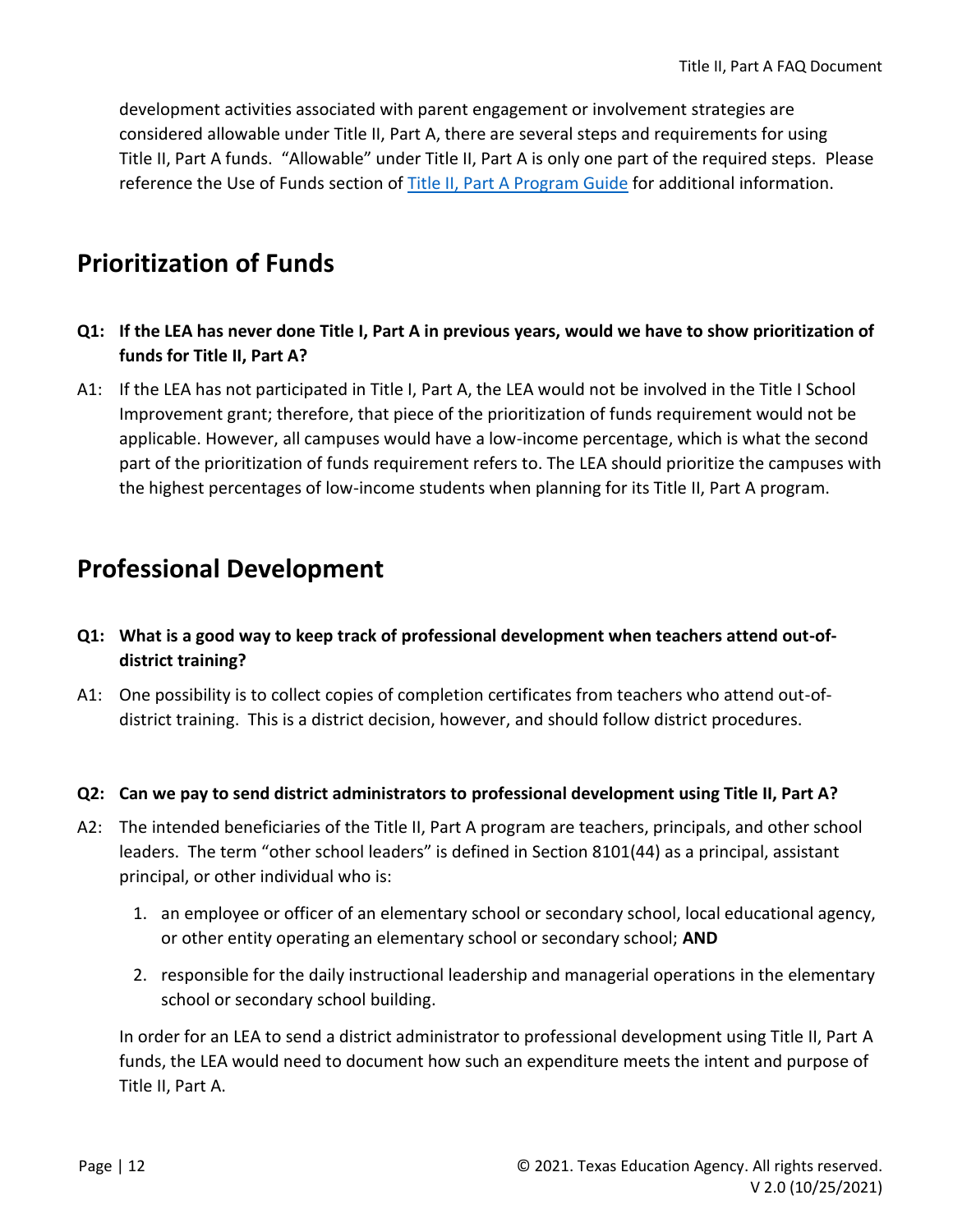development activities associated with parent engagement or involvement strategies are considered allowable under Title II, Part A, there are several steps and requirements for using Title II, Part A funds. "Allowable" under Title II, Part A is only one part of the required steps. Please reference the Use of Funds section of [Title II, Part A Program Guide] for additional information.

## Prioritization of Funds

**Q1: If the LEA has never done Title I, Part A in previous years, would we have to show prioritization of funds for Title II, Part A?**

A1: If the LEA has not participated in Title I, Part A, the LEA would not be involved in the Title I School Improvement grant; therefore, that piece of the prioritization of funds requirement would not be applicable. However, all campuses would have a low-income percentage, which is what the second part of the prioritization of funds requirement refers to. The LEA should prioritize the campuses with the highest percentages of low-income students when planning for its Title II, Part A program.

## Professional Development

**Q1: What is a good way to keep track of professional development when teachers attend out-of-district training?**

A1: One possibility is to collect copies of completion certificates from teachers who attend out-of-district training. This is a district decision, however, and should follow district procedures.

**Q2: Can we pay to send district administrators to professional development using Title II, Part A?**

A2: The intended beneficiaries of the Title II, Part A program are teachers, principals, and other school leaders. The term "other school leaders" is defined in Section 8101(44) as a principal, assistant principal, or other individual who is:

1. an employee or officer of an elementary school or secondary school, local educational agency, or other entity operating an elementary school or secondary school; **AND**
2. responsible for the daily instructional leadership and managerial operations in the elementary school or secondary school building.

In order for an LEA to send a district administrator to professional development using Title II, Part A funds, the LEA would need to document how such an expenditure meets the intent and purpose of Title II, Part A.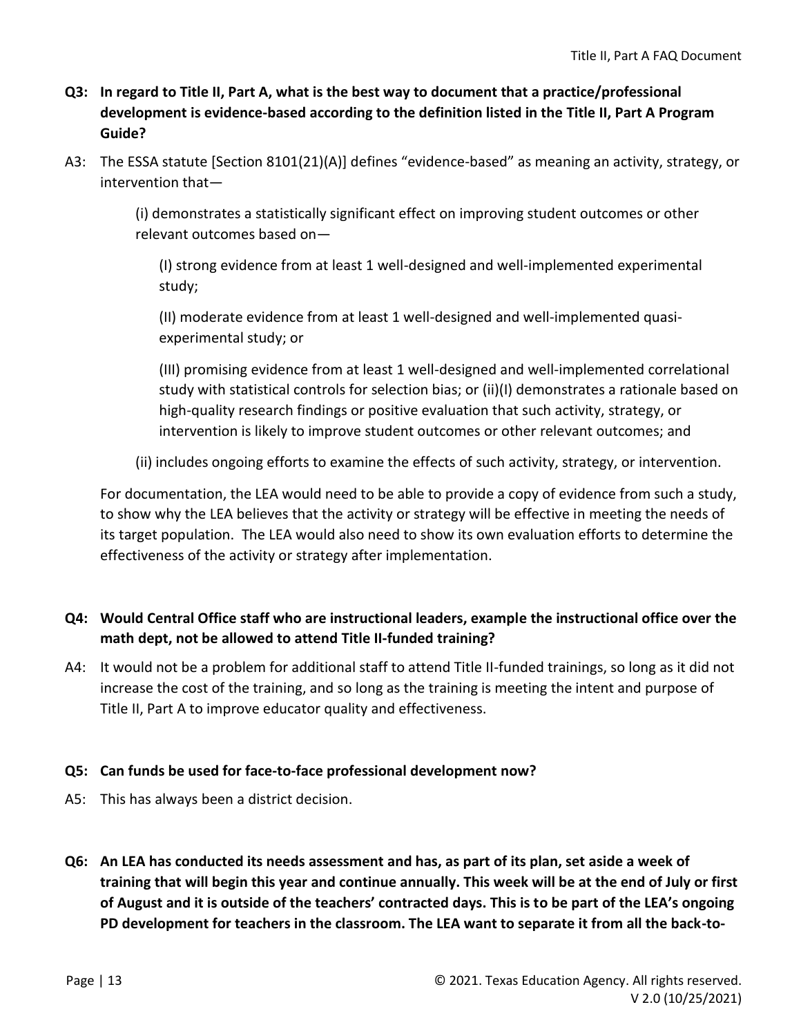**Q3: In regard to Title II, Part A, what is the best way to document that a practice/professional development is evidence-based according to the definition listed in the Title II, Part A Program Guide?**

A3: The ESSA statute [Section 8101(21)(A)] defines "evidence-based" as meaning an activity, strategy, or intervention that—

> (i) demonstrates a statistically significant effect on improving student outcomes or other relevant outcomes based on—
>
> > (I) strong evidence from at least 1 well-designed and well-implemented experimental study;
> >
> > (II) moderate evidence from at least 1 well-designed and well-implemented quasi-experimental study; or
> >
> > (III) promising evidence from at least 1 well-designed and well-implemented correlational study with statistical controls for selection bias; or (ii)(I) demonstrates a rationale based on high-quality research findings or positive evaluation that such activity, strategy, or intervention is likely to improve student outcomes or other relevant outcomes; and
>
> (ii) includes ongoing efforts to examine the effects of such activity, strategy, or intervention.

For documentation, the LEA would need to be able to provide a copy of evidence from such a study, to show why the LEA believes that the activity or strategy will be effective in meeting the needs of its target population. The LEA would also need to show its own evaluation efforts to determine the effectiveness of the activity or strategy after implementation.

**Q4: Would Central Office staff who are instructional leaders, example the instructional office over the math dept, not be allowed to attend Title II-funded training?**

A4: It would not be a problem for additional staff to attend Title II-funded trainings, so long as it did not increase the cost of the training, and so long as the training is meeting the intent and purpose of Title II, Part A to improve educator quality and effectiveness.

**Q5: Can funds be used for face-to-face professional development now?**

A5: This has always been a district decision.

**Q6: An LEA has conducted its needs assessment and has, as part of its plan, set aside a week of training that will begin this year and continue annually. This week will be at the end of July or first of August and it is outside of the teachers' contracted days. This is to be part of the LEA's ongoing PD development for teachers in the classroom. The LEA want to separate it from all the back-to-**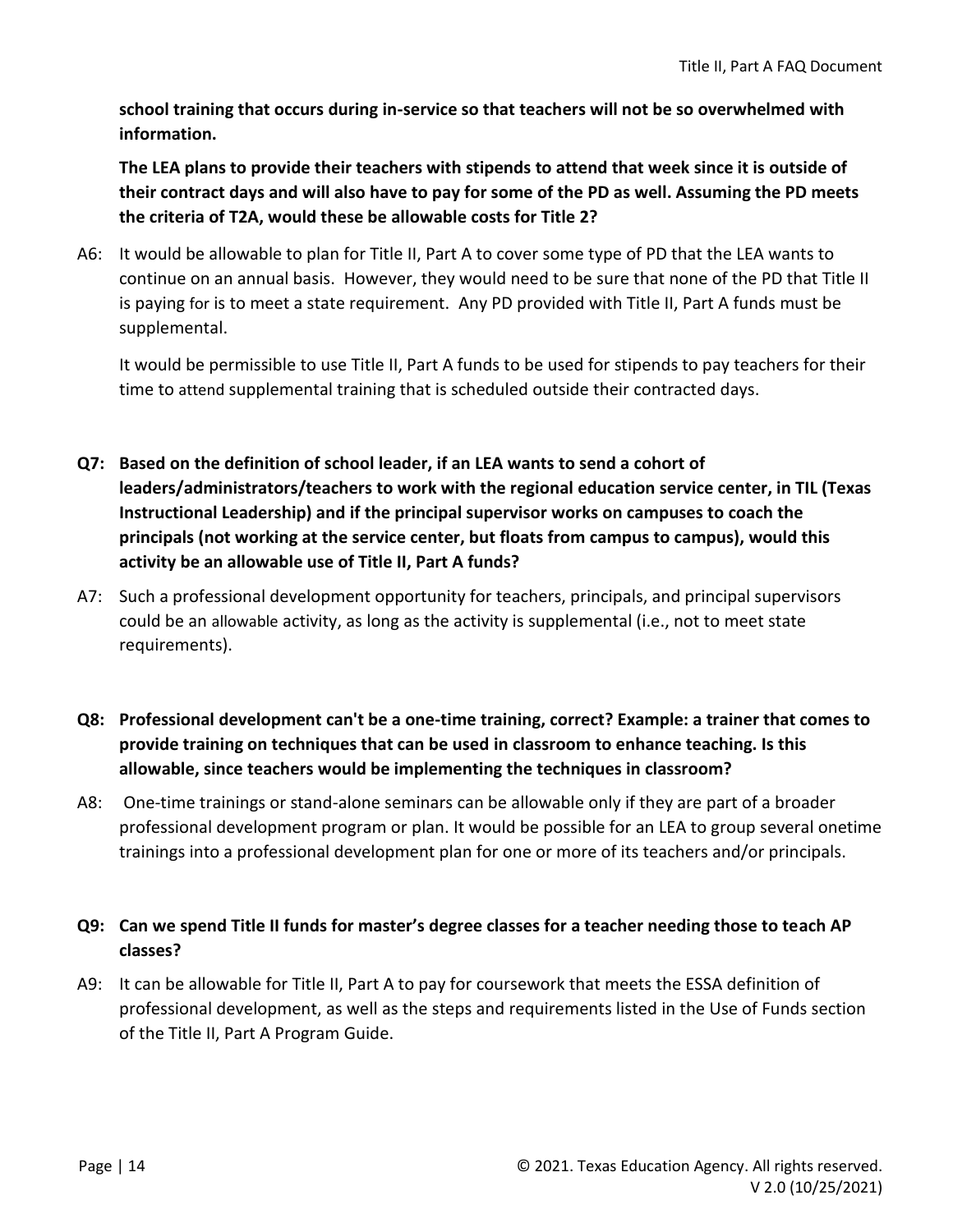**school training that occurs during in-service so that teachers will not be so overwhelmed with information.**

**The LEA plans to provide their teachers with stipends to attend that week since it is outside of their contract days and will also have to pay for some of the PD as well. Assuming the PD meets the criteria of T2A, would these be allowable costs for Title 2?**

A6: It would be allowable to plan for Title II, Part A to cover some type of PD that the LEA wants to continue on an annual basis. However, they would need to be sure that none of the PD that Title II is paying for is to meet a state requirement. Any PD provided with Title II, Part A funds must be supplemental.

It would be permissible to use Title II, Part A funds to be used for stipends to pay teachers for their time to attend supplemental training that is scheduled outside their contracted days.

**Q7: Based on the definition of school leader, if an LEA wants to send a cohort of leaders/administrators/teachers to work with the regional education service center, in TIL (Texas Instructional Leadership) and if the principal supervisor works on campuses to coach the principals (not working at the service center, but floats from campus to campus), would this activity be an allowable use of Title II, Part A funds?**

A7: Such a professional development opportunity for teachers, principals, and principal supervisors could be an allowable activity, as long as the activity is supplemental (i.e., not to meet state requirements).

**Q8: Professional development can't be a one-time training, correct? Example: a trainer that comes to provide training on techniques that can be used in classroom to enhance teaching. Is this allowable, since teachers would be implementing the techniques in classroom?**

A8: One-time trainings or stand-alone seminars can be allowable only if they are part of a broader professional development program or plan. It would be possible for an LEA to group several onetime trainings into a professional development plan for one or more of its teachers and/or principals.

**Q9: Can we spend Title II funds for master's degree classes for a teacher needing those to teach AP classes?**

A9: It can be allowable for Title II, Part A to pay for coursework that meets the ESSA definition of professional development, as well as the steps and requirements listed in the Use of Funds section of the Title II, Part A Program Guide.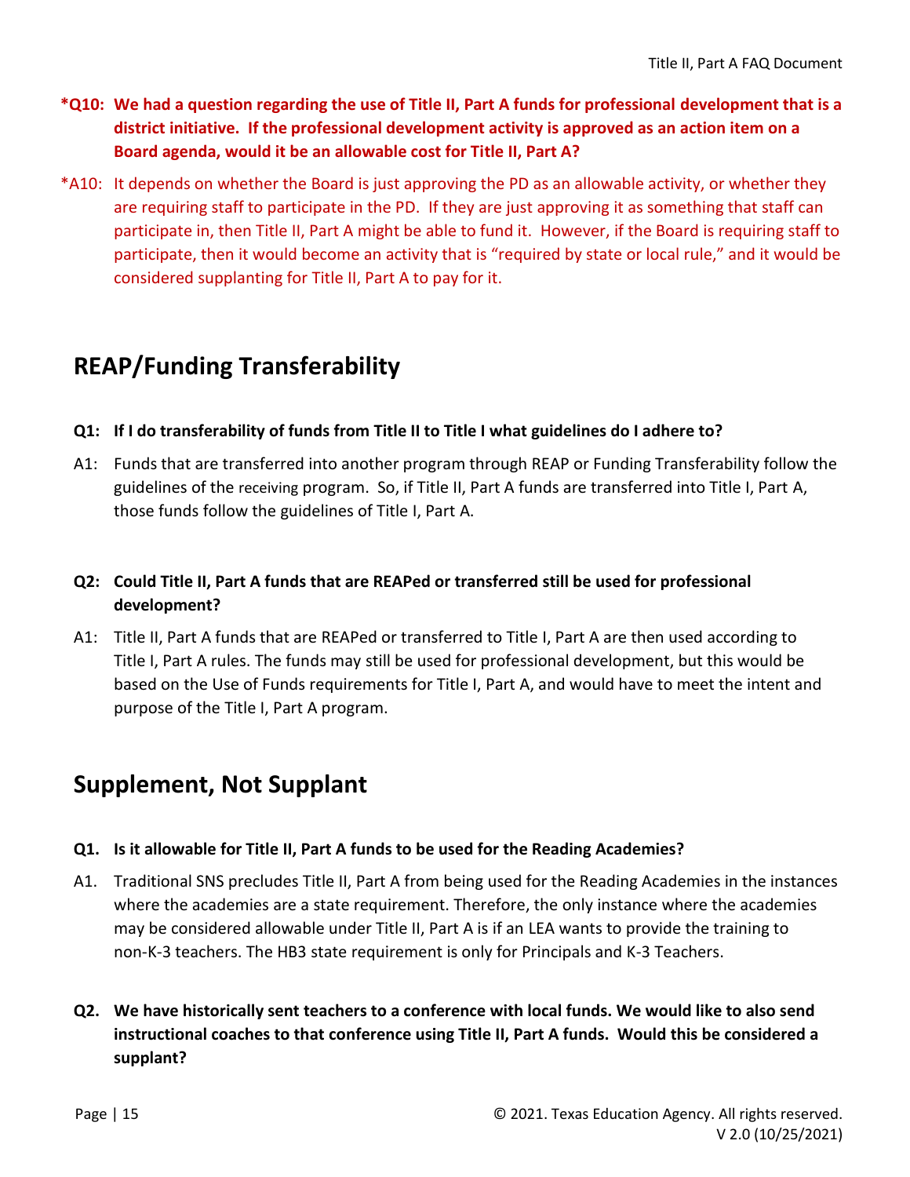**\*Q10: We had a question regarding the use of Title II, Part A funds for professional development that is a district initiative. If the professional development activity is approved as an action item on a Board agenda, would it be an allowable cost for Title II, Part A?**

\*A10: It depends on whether the Board is just approving the PD as an allowable activity, or whether they are requiring staff to participate in the PD. If they are just approving it as something that staff can participate in, then Title II, Part A might be able to fund it. However, if the Board is requiring staff to participate, then it would become an activity that is "required by state or local rule," and it would be considered supplanting for Title II, Part A to pay for it.

## REAP/Funding Transferability

**Q1: If I do transferability of funds from Title II to Title I what guidelines do I adhere to?**

A1: Funds that are transferred into another program through REAP or Funding Transferability follow the guidelines of the receiving program. So, if Title II, Part A funds are transferred into Title I, Part A, those funds follow the guidelines of Title I, Part A.

**Q2: Could Title II, Part A funds that are REAPed or transferred still be used for professional development?**

A1: Title II, Part A funds that are REAPed or transferred to Title I, Part A are then used according to Title I, Part A rules. The funds may still be used for professional development, but this would be based on the Use of Funds requirements for Title I, Part A, and would have to meet the intent and purpose of the Title I, Part A program.

## Supplement, Not Supplant

**Q1. Is it allowable for Title II, Part A funds to be used for the Reading Academies?**

A1. Traditional SNS precludes Title II, Part A from being used for the Reading Academies in the instances where the academies are a state requirement. Therefore, the only instance where the academies may be considered allowable under Title II, Part A is if an LEA wants to provide the training to non-K-3 teachers. The HB3 state requirement is only for Principals and K-3 Teachers.

**Q2. We have historically sent teachers to a conference with local funds. We would like to also send instructional coaches to that conference using Title II, Part A funds. Would this be considered a supplant?**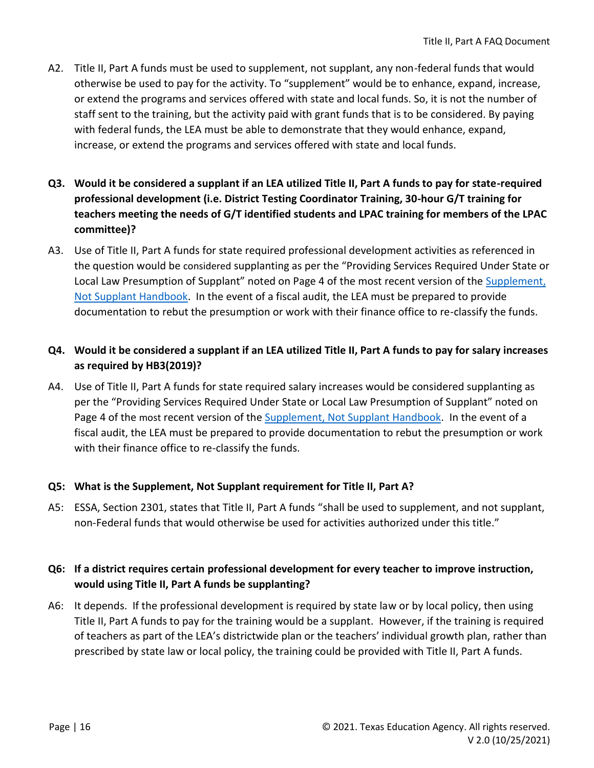A2. Title II, Part A funds must be used to supplement, not supplant, any non-federal funds that would otherwise be used to pay for the activity. To "supplement" would be to enhance, expand, increase, or extend the programs and services offered with state and local funds. So, it is not the number of staff sent to the training, but the activity paid with grant funds that is to be considered. By paying with federal funds, the LEA must be able to demonstrate that they would enhance, expand, increase, or extend the programs and services offered with state and local funds.

**Q3. Would it be considered a supplant if an LEA utilized Title II, Part A funds to pay for state-required professional development (i.e. District Testing Coordinator Training, 30-hour G/T training for teachers meeting the needs of G/T identified students and LPAC training for members of the LPAC committee)?**

A3. Use of Title II, Part A funds for state required professional development activities as referenced in the question would be considered supplanting as per the "Providing Services Required Under State or Local Law Presumption of Supplant" noted on Page 4 of the most recent version of the [Supplement, Not Supplant Handbook](). In the event of a fiscal audit, the LEA must be prepared to provide documentation to rebut the presumption or work with their finance office to re-classify the funds.

**Q4. Would it be considered a supplant if an LEA utilized Title II, Part A funds to pay for salary increases as required by HB3(2019)?**

A4. Use of Title II, Part A funds for state required salary increases would be considered supplanting as per the "Providing Services Required Under State or Local Law Presumption of Supplant" noted on Page 4 of the most recent version of the [Supplement, Not Supplant Handbook](). In the event of a fiscal audit, the LEA must be prepared to provide documentation to rebut the presumption or work with their finance office to re-classify the funds.

**Q5: What is the Supplement, Not Supplant requirement for Title II, Part A?**

A5: ESSA, Section 2301, states that Title II, Part A funds "shall be used to supplement, and not supplant, non-Federal funds that would otherwise be used for activities authorized under this title."

**Q6: If a district requires certain professional development for every teacher to improve instruction, would using Title II, Part A funds be supplanting?**

A6: It depends. If the professional development is required by state law or by local policy, then using Title II, Part A funds to pay for the training would be a supplant. However, if the training is required of teachers as part of the LEA's districtwide plan or the teachers' individual growth plan, rather than prescribed by state law or local policy, the training could be provided with Title II, Part A funds.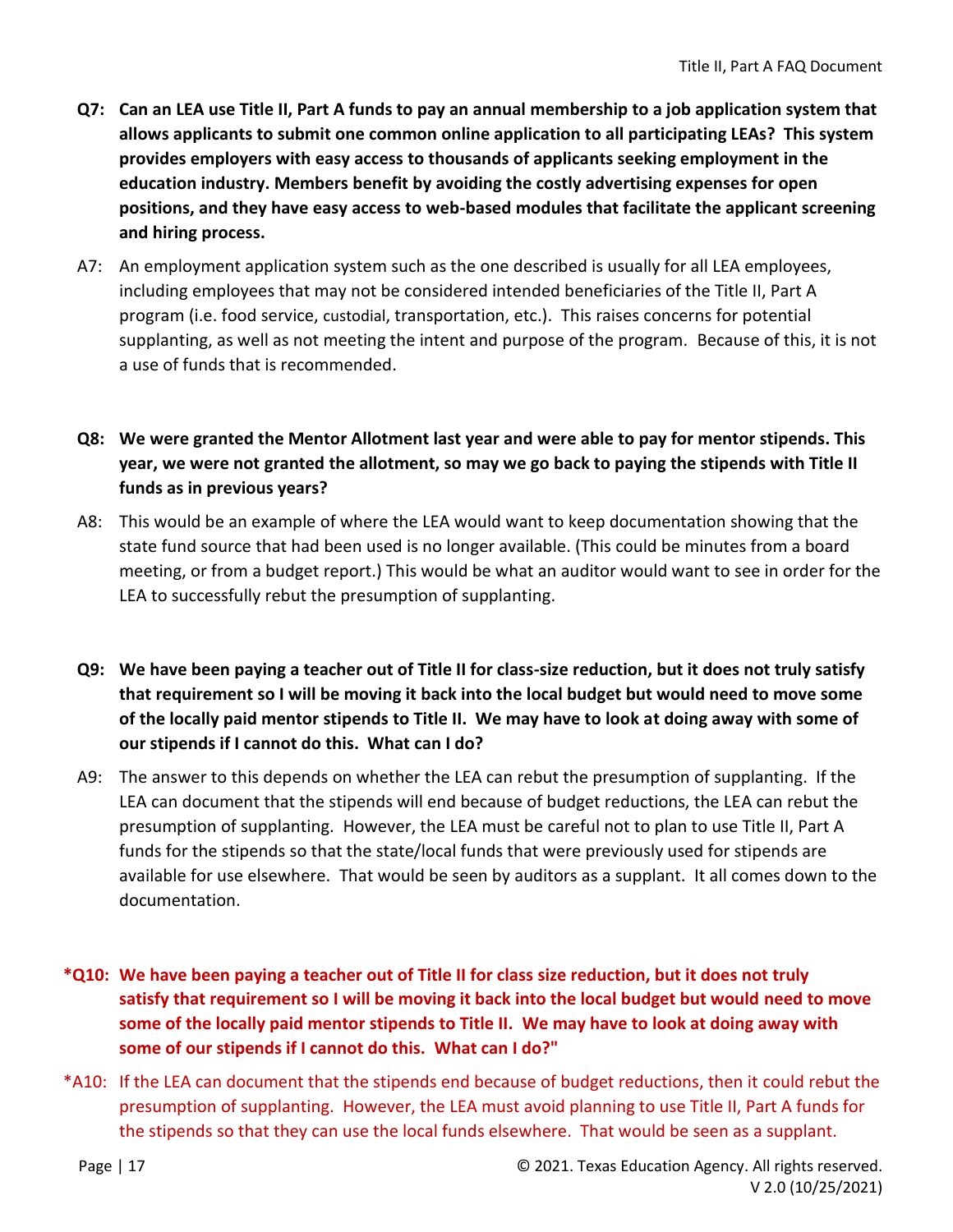**Q7: Can an LEA use Title II, Part A funds to pay an annual membership to a job application system that allows applicants to submit one common online application to all participating LEAs? This system provides employers with easy access to thousands of applicants seeking employment in the education industry. Members benefit by avoiding the costly advertising expenses for open positions, and they have easy access to web-based modules that facilitate the applicant screening and hiring process.**

A7: An employment application system such as the one described is usually for all LEA employees, including employees that may not be considered intended beneficiaries of the Title II, Part A program (i.e. food service, custodial, transportation, etc.). This raises concerns for potential supplanting, as well as not meeting the intent and purpose of the program. Because of this, it is not a use of funds that is recommended.

**Q8: We were granted the Mentor Allotment last year and were able to pay for mentor stipends. This year, we were not granted the allotment, so may we go back to paying the stipends with Title II funds as in previous years?**

A8: This would be an example of where the LEA would want to keep documentation showing that the state fund source that had been used is no longer available. (This could be minutes from a board meeting, or from a budget report.) This would be what an auditor would want to see in order for the LEA to successfully rebut the presumption of supplanting.

**Q9: We have been paying a teacher out of Title II for class-size reduction, but it does not truly satisfy that requirement so I will be moving it back into the local budget but would need to move some of the locally paid mentor stipends to Title II. We may have to look at doing away with some of our stipends if I cannot do this. What can I do?**

A9: The answer to this depends on whether the LEA can rebut the presumption of supplanting. If the LEA can document that the stipends will end because of budget reductions, the LEA can rebut the presumption of supplanting. However, the LEA must be careful not to plan to use Title II, Part A funds for the stipends so that the state/local funds that were previously used for stipends are available for use elsewhere. That would be seen by auditors as a supplant. It all comes down to the documentation.

**\*Q10: We have been paying a teacher out of Title II for class size reduction, but it does not truly satisfy that requirement so I will be moving it back into the local budget but would need to move some of the locally paid mentor stipends to Title II. We may have to look at doing away with some of our stipends if I cannot do this. What can I do?"**

*A10: If the LEA can document that the stipends end because of budget reductions, then it could rebut the presumption of supplanting. However, the LEA must avoid planning to use Title II, Part A funds for the stipends so that they can use the local funds elsewhere. That would be seen as a supplant.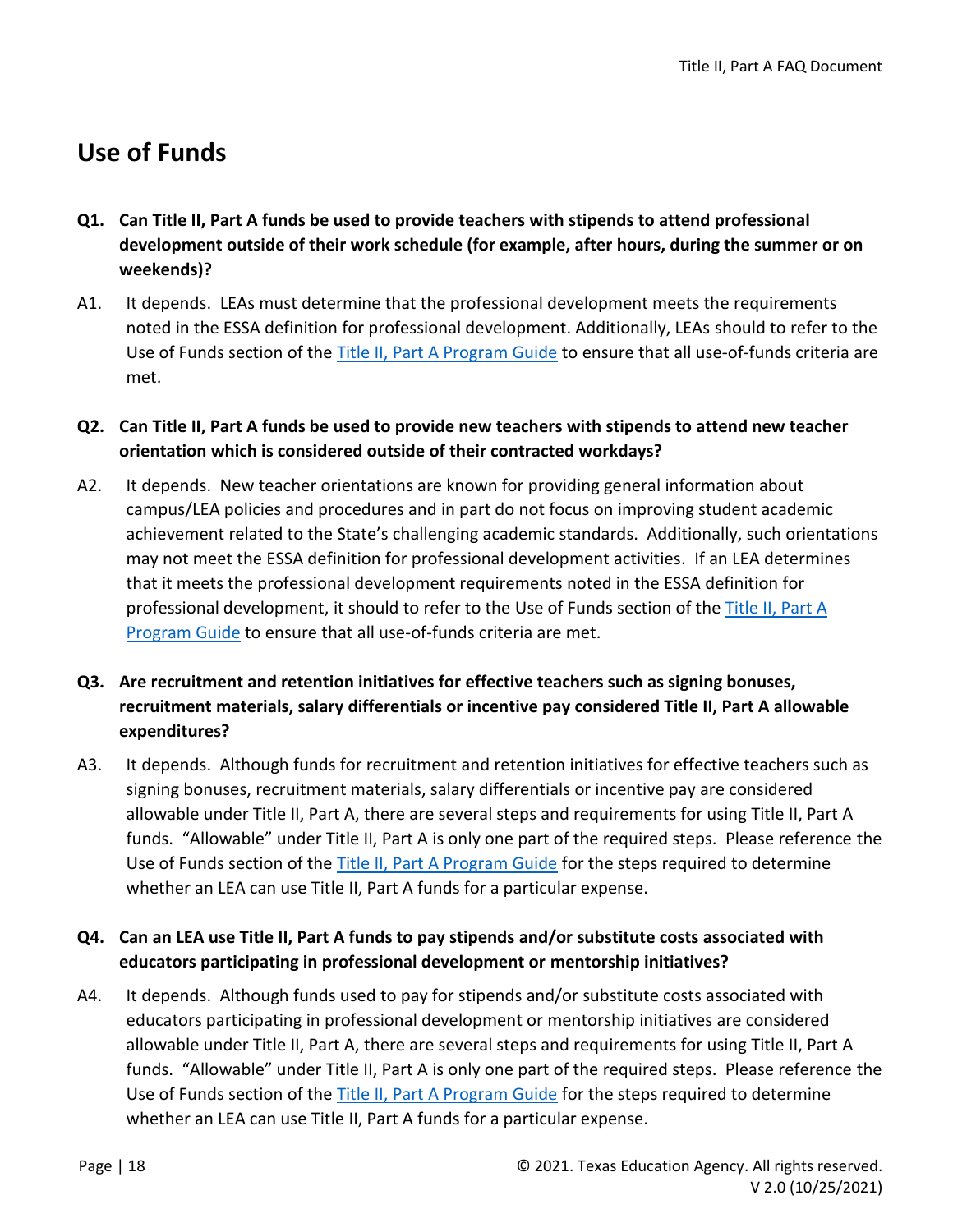## Use of Funds

**Q1. Can Title II, Part A funds be used to provide teachers with stipends to attend professional development outside of their work schedule (for example, after hours, during the summer or on weekends)?**

A1. It depends. LEAs must determine that the professional development meets the requirements noted in the ESSA definition for professional development. Additionally, LEAs should to refer to the Use of Funds section of the [Title II, Part A Program Guide]() to ensure that all use-of-funds criteria are met.

**Q2. Can Title II, Part A funds be used to provide new teachers with stipends to attend new teacher orientation which is considered outside of their contracted workdays?**

A2. It depends. New teacher orientations are known for providing general information about campus/LEA policies and procedures and in part do not focus on improving student academic achievement related to the State's challenging academic standards. Additionally, such orientations may not meet the ESSA definition for professional development activities. If an LEA determines that it meets the professional development requirements noted in the ESSA definition for professional development, it should to refer to the Use of Funds section of the [Title II, Part A Program Guide]() to ensure that all use-of-funds criteria are met.

**Q3. Are recruitment and retention initiatives for effective teachers such as signing bonuses, recruitment materials, salary differentials or incentive pay considered Title II, Part A allowable expenditures?**

A3. It depends. Although funds for recruitment and retention initiatives for effective teachers such as signing bonuses, recruitment materials, salary differentials or incentive pay are considered allowable under Title II, Part A, there are several steps and requirements for using Title II, Part A funds. "Allowable" under Title II, Part A is only one part of the required steps. Please reference the Use of Funds section of the [Title II, Part A Program Guide]() for the steps required to determine whether an LEA can use Title II, Part A funds for a particular expense.

**Q4. Can an LEA use Title II, Part A funds to pay stipends and/or substitute costs associated with educators participating in professional development or mentorship initiatives?**

A4. It depends. Although funds used to pay for stipends and/or substitute costs associated with educators participating in professional development or mentorship initiatives are considered allowable under Title II, Part A, there are several steps and requirements for using Title II, Part A funds. "Allowable" under Title II, Part A is only one part of the required steps. Please reference the Use of Funds section of the [Title II, Part A Program Guide]() for the steps required to determine whether an LEA can use Title II, Part A funds for a particular expense.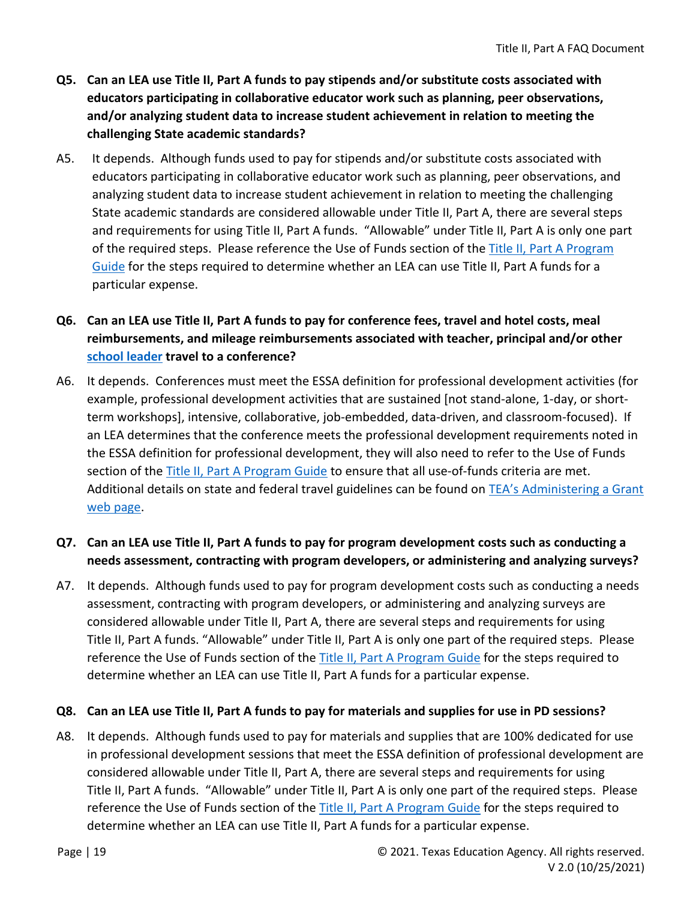**Q5. Can an LEA use Title II, Part A funds to pay stipends and/or substitute costs associated with educators participating in collaborative educator work such as planning, peer observations, and/or analyzing student data to increase student achievement in relation to meeting the challenging State academic standards?**

A5. It depends. Although funds used to pay for stipends and/or substitute costs associated with educators participating in collaborative educator work such as planning, peer observations, and analyzing student data to increase student achievement in relation to meeting the challenging State academic standards are considered allowable under Title II, Part A, there are several steps and requirements for using Title II, Part A funds. "Allowable" under Title II, Part A is only one part of the required steps. Please reference the Use of Funds section of the Title II, Part A Program Guide for the steps required to determine whether an LEA can use Title II, Part A funds for a particular expense.

**Q6. Can an LEA use Title II, Part A funds to pay for conference fees, travel and hotel costs, meal reimbursements, and mileage reimbursements associated with teacher, principal and/or other school leader travel to a conference?**

A6. It depends. Conferences must meet the ESSA definition for professional development activities (for example, professional development activities that are sustained [not stand-alone, 1-day, or short-term workshops], intensive, collaborative, job-embedded, data-driven, and classroom-focused). If an LEA determines that the conference meets the professional development requirements noted in the ESSA definition for professional development, they will also need to refer to the Use of Funds section of the Title II, Part A Program Guide to ensure that all use-of-funds criteria are met. Additional details on state and federal travel guidelines can be found on TEA's Administering a Grant web page.

**Q7. Can an LEA use Title II, Part A funds to pay for program development costs such as conducting a needs assessment, contracting with program developers, or administering and analyzing surveys?**

A7. It depends. Although funds used to pay for program development costs such as conducting a needs assessment, contracting with program developers, or administering and analyzing surveys are considered allowable under Title II, Part A, there are several steps and requirements for using Title II, Part A funds. "Allowable" under Title II, Part A is only one part of the required steps. Please reference the Use of Funds section of the Title II, Part A Program Guide for the steps required to determine whether an LEA can use Title II, Part A funds for a particular expense.

**Q8. Can an LEA use Title II, Part A funds to pay for materials and supplies for use in PD sessions?**

A8. It depends. Although funds used to pay for materials and supplies that are 100% dedicated for use in professional development sessions that meet the ESSA definition of professional development are considered allowable under Title II, Part A, there are several steps and requirements for using Title II, Part A funds. "Allowable" under Title II, Part A is only one part of the required steps. Please reference the Use of Funds section of the Title II, Part A Program Guide for the steps required to determine whether an LEA can use Title II, Part A funds for a particular expense.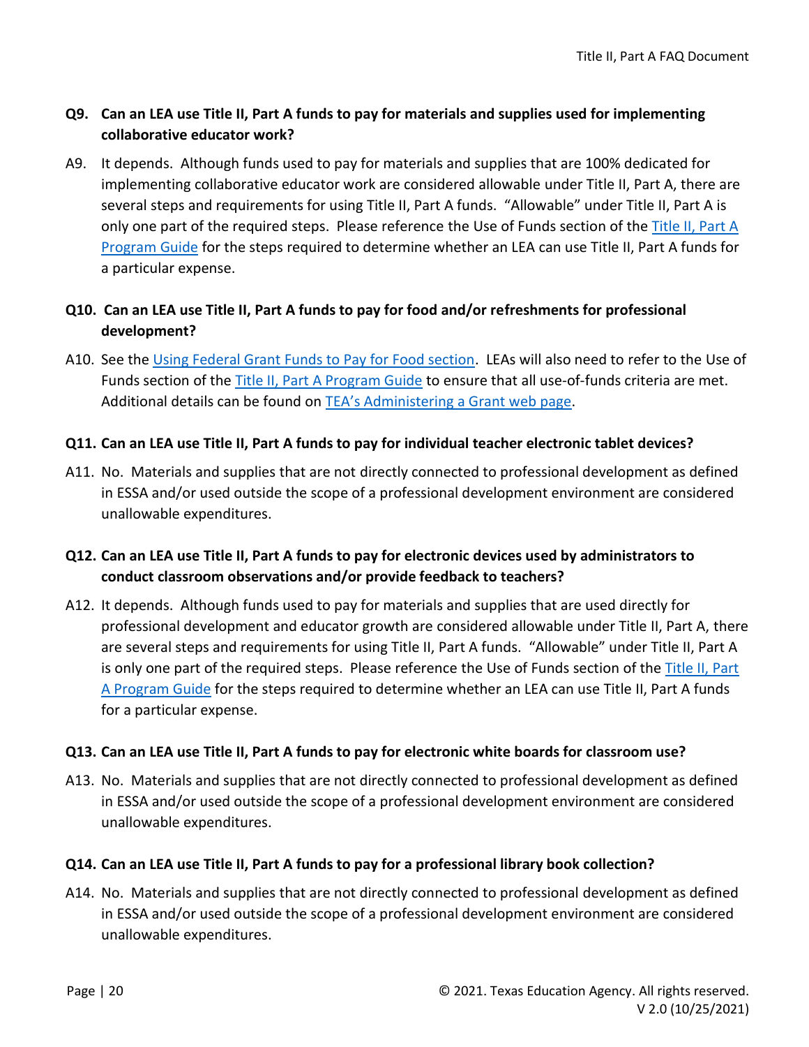**Q9. Can an LEA use Title II, Part A funds to pay for materials and supplies used for implementing collaborative educator work?**

A9. It depends. Although funds used to pay for materials and supplies that are 100% dedicated for implementing collaborative educator work are considered allowable under Title II, Part A, there are several steps and requirements for using Title II, Part A funds. "Allowable" under Title II, Part A is only one part of the required steps. Please reference the Use of Funds section of the Title II, Part A Program Guide for the steps required to determine whether an LEA can use Title II, Part A funds for a particular expense.

**Q10. Can an LEA use Title II, Part A funds to pay for food and/or refreshments for professional development?**

A10. See the Using Federal Grant Funds to Pay for Food section. LEAs will also need to refer to the Use of Funds section of the Title II, Part A Program Guide to ensure that all use-of-funds criteria are met. Additional details can be found on TEA's Administering a Grant web page.

**Q11. Can an LEA use Title II, Part A funds to pay for individual teacher electronic tablet devices?**

A11. No. Materials and supplies that are not directly connected to professional development as defined in ESSA and/or used outside the scope of a professional development environment are considered unallowable expenditures.

**Q12. Can an LEA use Title II, Part A funds to pay for electronic devices used by administrators to conduct classroom observations and/or provide feedback to teachers?**

A12. It depends. Although funds used to pay for materials and supplies that are used directly for professional development and educator growth are considered allowable under Title II, Part A, there are several steps and requirements for using Title II, Part A funds. "Allowable" under Title II, Part A is only one part of the required steps. Please reference the Use of Funds section of the Title II, Part A Program Guide for the steps required to determine whether an LEA can use Title II, Part A funds for a particular expense.

**Q13. Can an LEA use Title II, Part A funds to pay for electronic white boards for classroom use?**

A13. No. Materials and supplies that are not directly connected to professional development as defined in ESSA and/or used outside the scope of a professional development environment are considered unallowable expenditures.

**Q14. Can an LEA use Title II, Part A funds to pay for a professional library book collection?**

A14. No. Materials and supplies that are not directly connected to professional development as defined in ESSA and/or used outside the scope of a professional development environment are considered unallowable expenditures.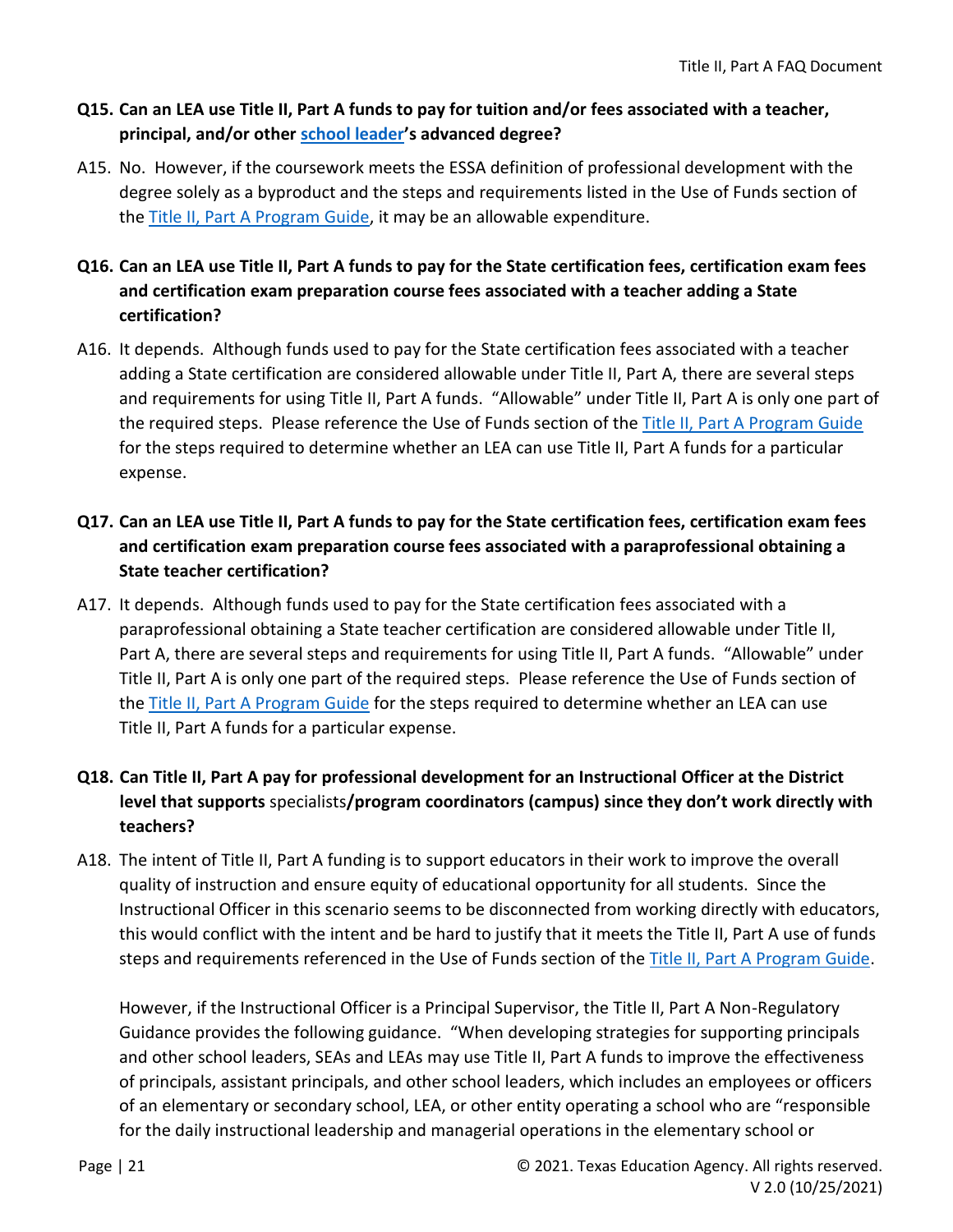**Q15. Can an LEA use Title II, Part A funds to pay for tuition and/or fees associated with a teacher, principal, and/or other school leader's advanced degree?**

A15. No. However, if the coursework meets the ESSA definition of professional development with the degree solely as a byproduct and the steps and requirements listed in the Use of Funds section of the Title II, Part A Program Guide, it may be an allowable expenditure.

**Q16. Can an LEA use Title II, Part A funds to pay for the State certification fees, certification exam fees and certification exam preparation course fees associated with a teacher adding a State certification?**

A16. It depends. Although funds used to pay for the State certification fees associated with a teacher adding a State certification are considered allowable under Title II, Part A, there are several steps and requirements for using Title II, Part A funds. "Allowable" under Title II, Part A is only one part of the required steps. Please reference the Use of Funds section of the Title II, Part A Program Guide for the steps required to determine whether an LEA can use Title II, Part A funds for a particular expense.

**Q17. Can an LEA use Title II, Part A funds to pay for the State certification fees, certification exam fees and certification exam preparation course fees associated with a paraprofessional obtaining a State teacher certification?**

A17. It depends. Although funds used to pay for the State certification fees associated with a paraprofessional obtaining a State teacher certification are considered allowable under Title II, Part A, there are several steps and requirements for using Title II, Part A funds. "Allowable" under Title II, Part A is only one part of the required steps. Please reference the Use of Funds section of the Title II, Part A Program Guide for the steps required to determine whether an LEA can use Title II, Part A funds for a particular expense.

**Q18. Can Title II, Part A pay for professional development for an Instructional Officer at the District level that supports** specialists**/program coordinators (campus) since they don't work directly with teachers?**

A18. The intent of Title II, Part A funding is to support educators in their work to improve the overall quality of instruction and ensure equity of educational opportunity for all students. Since the Instructional Officer in this scenario seems to be disconnected from working directly with educators, this would conflict with the intent and be hard to justify that it meets the Title II, Part A use of funds steps and requirements referenced in the Use of Funds section of the Title II, Part A Program Guide.

However, if the Instructional Officer is a Principal Supervisor, the Title II, Part A Non-Regulatory Guidance provides the following guidance. "When developing strategies for supporting principals and other school leaders, SEAs and LEAs may use Title II, Part A funds to improve the effectiveness of principals, assistant principals, and other school leaders, which includes an employees or officers of an elementary or secondary school, LEA, or other entity operating a school who are "responsible for the daily instructional leadership and managerial operations in the elementary school or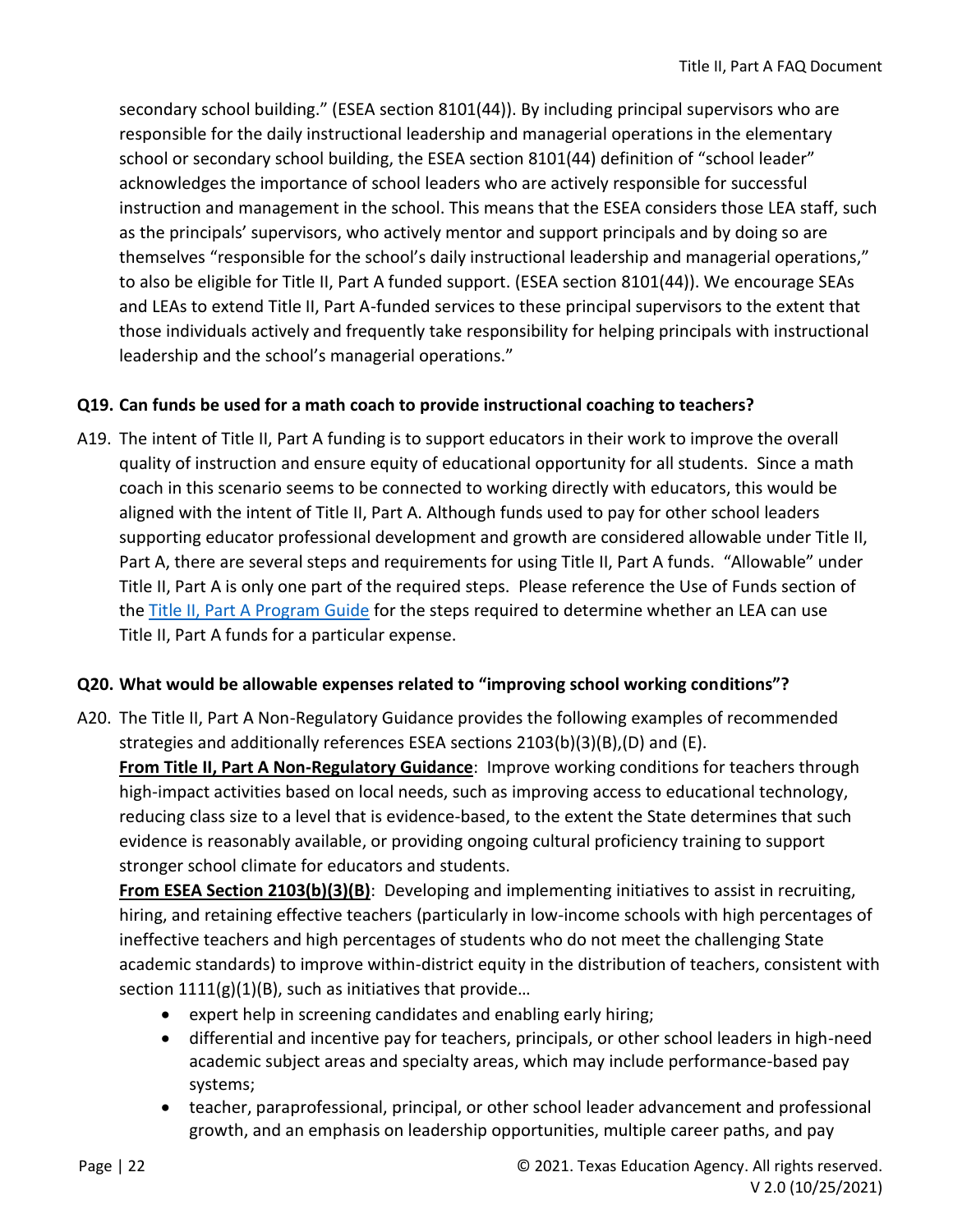secondary school building." (ESEA section 8101(44)). By including principal supervisors who are responsible for the daily instructional leadership and managerial operations in the elementary school or secondary school building, the ESEA section 8101(44) definition of "school leader" acknowledges the importance of school leaders who are actively responsible for successful instruction and management in the school. This means that the ESEA considers those LEA staff, such as the principals' supervisors, who actively mentor and support principals and by doing so are themselves "responsible for the school's daily instructional leadership and managerial operations," to also be eligible for Title II, Part A funded support. (ESEA section 8101(44)). We encourage SEAs and LEAs to extend Title II, Part A-funded services to these principal supervisors to the extent that those individuals actively and frequently take responsibility for helping principals with instructional leadership and the school's managerial operations."

**Q19. Can funds be used for a math coach to provide instructional coaching to teachers?**

A19. The intent of Title II, Part A funding is to support educators in their work to improve the overall quality of instruction and ensure equity of educational opportunity for all students. Since a math coach in this scenario seems to be connected to working directly with educators, this would be aligned with the intent of Title II, Part A. Although funds used to pay for other school leaders supporting educator professional development and growth are considered allowable under Title II, Part A, there are several steps and requirements for using Title II, Part A funds. "Allowable" under Title II, Part A is only one part of the required steps. Please reference the Use of Funds section of the [Title II, Part A Program Guide] for the steps required to determine whether an LEA can use Title II, Part A funds for a particular expense.

**Q20. What would be allowable expenses related to "improving school working conditions"?**

A20. The Title II, Part A Non-Regulatory Guidance provides the following examples of recommended strategies and additionally references ESEA sections 2103(b)(3)(B),(D) and (E).

**From Title II, Part A Non-Regulatory Guidance**: Improve working conditions for teachers through high-impact activities based on local needs, such as improving access to educational technology, reducing class size to a level that is evidence-based, to the extent the State determines that such evidence is reasonably available, or providing ongoing cultural proficiency training to support stronger school climate for educators and students.

**From ESEA Section 2103(b)(3)(B)**: Developing and implementing initiatives to assist in recruiting, hiring, and retaining effective teachers (particularly in low-income schools with high percentages of ineffective teachers and high percentages of students who do not meet the challenging State academic standards) to improve within-district equity in the distribution of teachers, consistent with section 1111(g)(1)(B), such as initiatives that provide…

- expert help in screening candidates and enabling early hiring;
- differential and incentive pay for teachers, principals, or other school leaders in high-need academic subject areas and specialty areas, which may include performance-based pay systems;
- teacher, paraprofessional, principal, or other school leader advancement and professional growth, and an emphasis on leadership opportunities, multiple career paths, and pay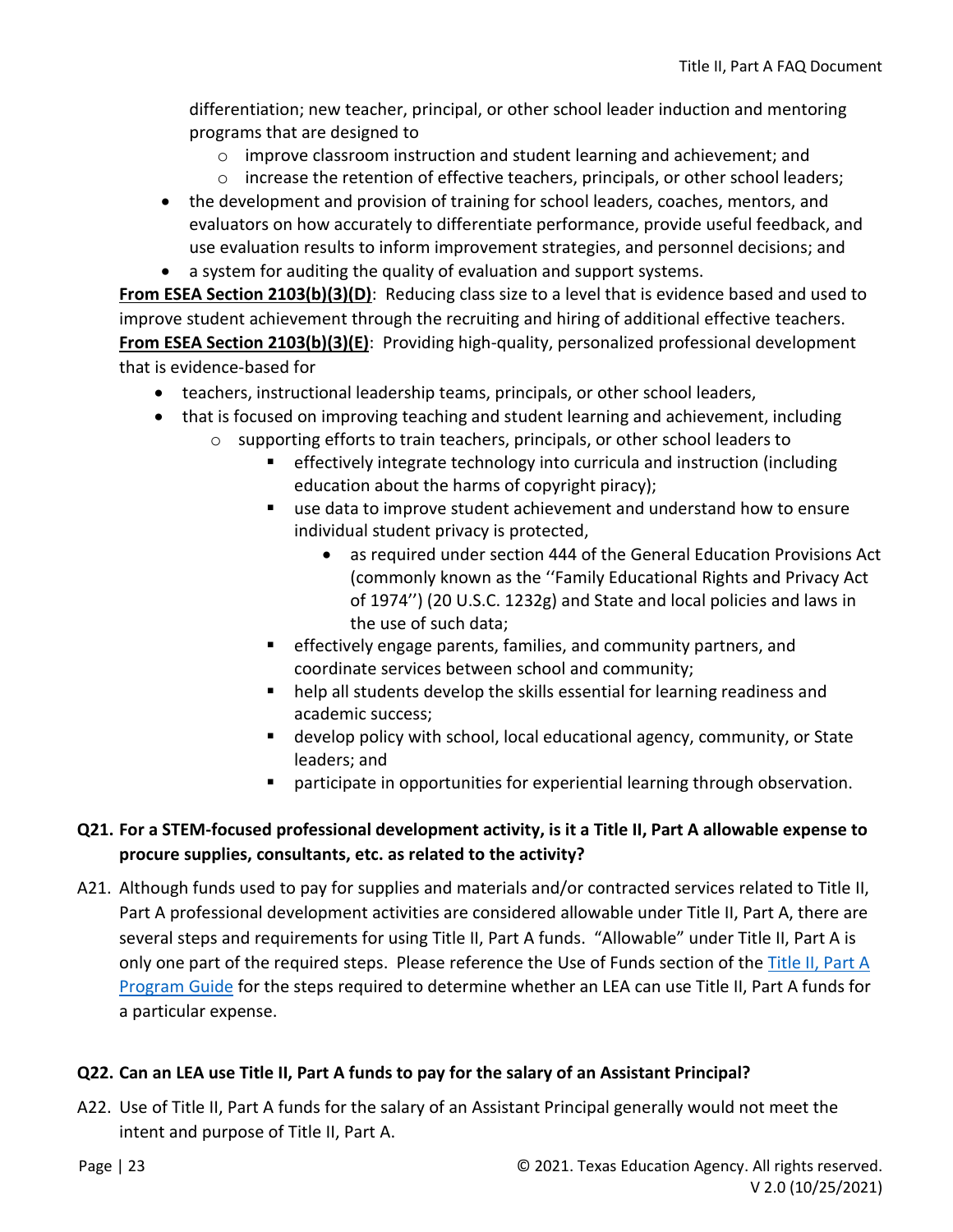differentiation; new teacher, principal, or other school leader induction and mentoring programs that are designed to
  - improve classroom instruction and student learning and achievement; and
  - increase the retention of effective teachers, principals, or other school leaders;
- the development and provision of training for school leaders, coaches, mentors, and evaluators on how accurately to differentiate performance, provide useful feedback, and use evaluation results to inform improvement strategies, and personnel decisions; and
- a system for auditing the quality of evaluation and support systems.

**From ESEA Section 2103(b)(3)(D)**: Reducing class size to a level that is evidence based and used to improve student achievement through the recruiting and hiring of additional effective teachers.

**From ESEA Section 2103(b)(3)(E)**: Providing high-quality, personalized professional development that is evidence-based for

- teachers, instructional leadership teams, principals, or other school leaders,
- that is focused on improving teaching and student learning and achievement, including
  - supporting efforts to train teachers, principals, or other school leaders to
    - effectively integrate technology into curricula and instruction (including education about the harms of copyright piracy);
    - use data to improve student achievement and understand how to ensure individual student privacy is protected,
      - as required under section 444 of the General Education Provisions Act (commonly known as the ''Family Educational Rights and Privacy Act of 1974'') (20 U.S.C. 1232g) and State and local policies and laws in the use of such data;
    - effectively engage parents, families, and community partners, and coordinate services between school and community;
    - help all students develop the skills essential for learning readiness and academic success;
    - develop policy with school, local educational agency, community, or State leaders; and
    - participate in opportunities for experiential learning through observation.

**Q21. For a STEM-focused professional development activity, is it a Title II, Part A allowable expense to procure supplies, consultants, etc. as related to the activity?**

A21. Although funds used to pay for supplies and materials and/or contracted services related to Title II, Part A professional development activities are considered allowable under Title II, Part A, there are several steps and requirements for using Title II, Part A funds. "Allowable" under Title II, Part A is only one part of the required steps. Please reference the Use of Funds section of the Title II, Part A Program Guide for the steps required to determine whether an LEA can use Title II, Part A funds for a particular expense.

**Q22. Can an LEA use Title II, Part A funds to pay for the salary of an Assistant Principal?**

A22. Use of Title II, Part A funds for the salary of an Assistant Principal generally would not meet the intent and purpose of Title II, Part A.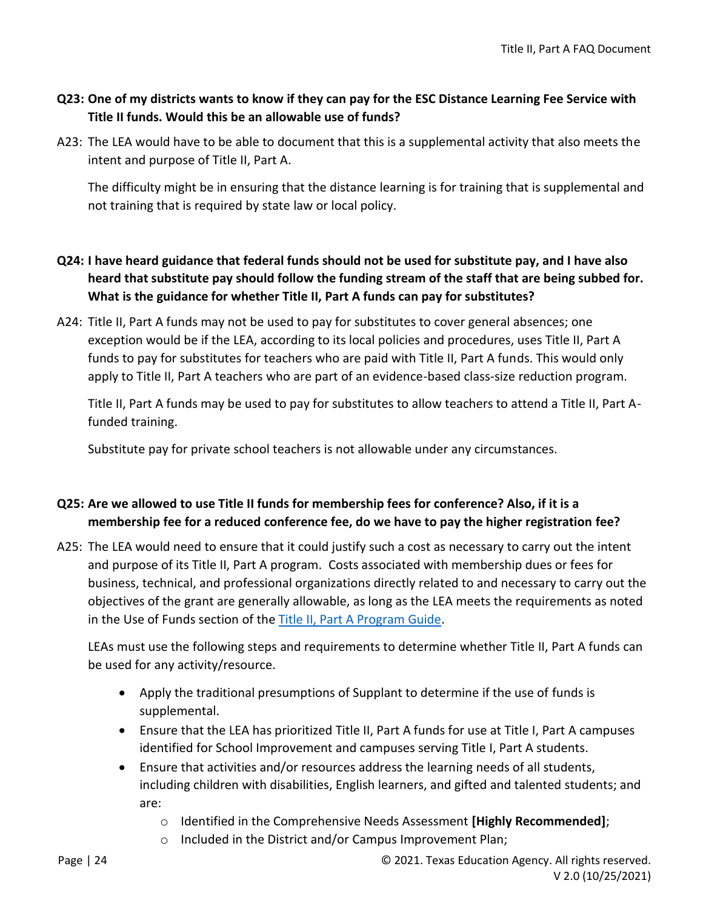**Q23: One of my districts wants to know if they can pay for the ESC Distance Learning Fee Service with Title II funds. Would this be an allowable use of funds?**

A23: The LEA would have to be able to document that this is a supplemental activity that also meets the intent and purpose of Title II, Part A.

The difficulty might be in ensuring that the distance learning is for training that is supplemental and not training that is required by state law or local policy.

**Q24: I have heard guidance that federal funds should not be used for substitute pay, and I have also heard that substitute pay should follow the funding stream of the staff that are being subbed for. What is the guidance for whether Title II, Part A funds can pay for substitutes?**

A24: Title II, Part A funds may not be used to pay for substitutes to cover general absences; one exception would be if the LEA, according to its local policies and procedures, uses Title II, Part A funds to pay for substitutes for teachers who are paid with Title II, Part A funds. This would only apply to Title II, Part A teachers who are part of an evidence-based class-size reduction program.

Title II, Part A funds may be used to pay for substitutes to allow teachers to attend a Title II, Part A-funded training.

Substitute pay for private school teachers is not allowable under any circumstances.

**Q25: Are we allowed to use Title II funds for membership fees for conference? Also, if it is a membership fee for a reduced conference fee, do we have to pay the higher registration fee?**

A25: The LEA would need to ensure that it could justify such a cost as necessary to carry out the intent and purpose of its Title II, Part A program. Costs associated with membership dues or fees for business, technical, and professional organizations directly related to and necessary to carry out the objectives of the grant are generally allowable, as long as the LEA meets the requirements as noted in the Use of Funds section of the [Title II, Part A Program Guide](#).

LEAs must use the following steps and requirements to determine whether Title II, Part A funds can be used for any activity/resource.

- Apply the traditional presumptions of Supplant to determine if the use of funds is supplemental.
- Ensure that the LEA has prioritized Title II, Part A funds for use at Title I, Part A campuses identified for School Improvement and campuses serving Title I, Part A students.
- Ensure that activities and/or resources address the learning needs of all students, including children with disabilities, English learners, and gifted and talented students; and are:
  - Identified in the Comprehensive Needs Assessment **[Highly Recommended]**;
  - Included in the District and/or Campus Improvement Plan;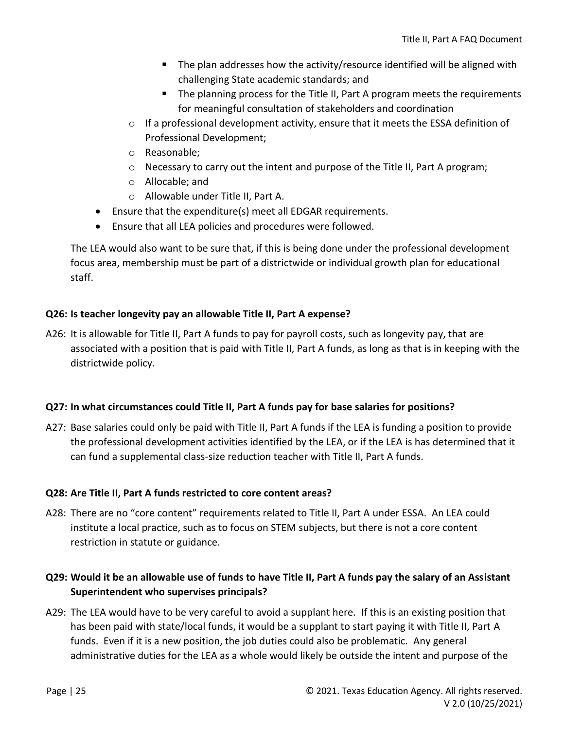- The plan addresses how the activity/resource identified will be aligned with challenging State academic standards; and
    - The planning process for the Title II, Part A program meets the requirements for meaningful consultation of stakeholders and coordination
  - If a professional development activity, ensure that it meets the ESSA definition of Professional Development;
  - Reasonable;
  - Necessary to carry out the intent and purpose of the Title II, Part A program;
  - Allocable; and
  - Allowable under Title II, Part A.
- Ensure that the expenditure(s) meet all EDGAR requirements.
- Ensure that all LEA policies and procedures were followed.

The LEA would also want to be sure that, if this is being done under the professional development focus area, membership must be part of a districtwide or individual growth plan for educational staff.

**Q26: Is teacher longevity pay an allowable Title II, Part A expense?**

A26: It is allowable for Title II, Part A funds to pay for payroll costs, such as longevity pay, that are associated with a position that is paid with Title II, Part A funds, as long as that is in keeping with the districtwide policy.

**Q27: In what circumstances could Title II, Part A funds pay for base salaries for positions?**

A27: Base salaries could only be paid with Title II, Part A funds if the LEA is funding a position to provide the professional development activities identified by the LEA, or if the LEA is has determined that it can fund a supplemental class-size reduction teacher with Title II, Part A funds.

**Q28: Are Title II, Part A funds restricted to core content areas?**

A28: There are no "core content" requirements related to Title II, Part A under ESSA. An LEA could institute a local practice, such as to focus on STEM subjects, but there is not a core content restriction in statute or guidance.

**Q29: Would it be an allowable use of funds to have Title II, Part A funds pay the salary of an Assistant Superintendent who supervises principals?**

A29: The LEA would have to be very careful to avoid a supplant here. If this is an existing position that has been paid with state/local funds, it would be a supplant to start paying it with Title II, Part A funds. Even if it is a new position, the job duties could also be problematic. Any general administrative duties for the LEA as a whole would likely be outside the intent and purpose of the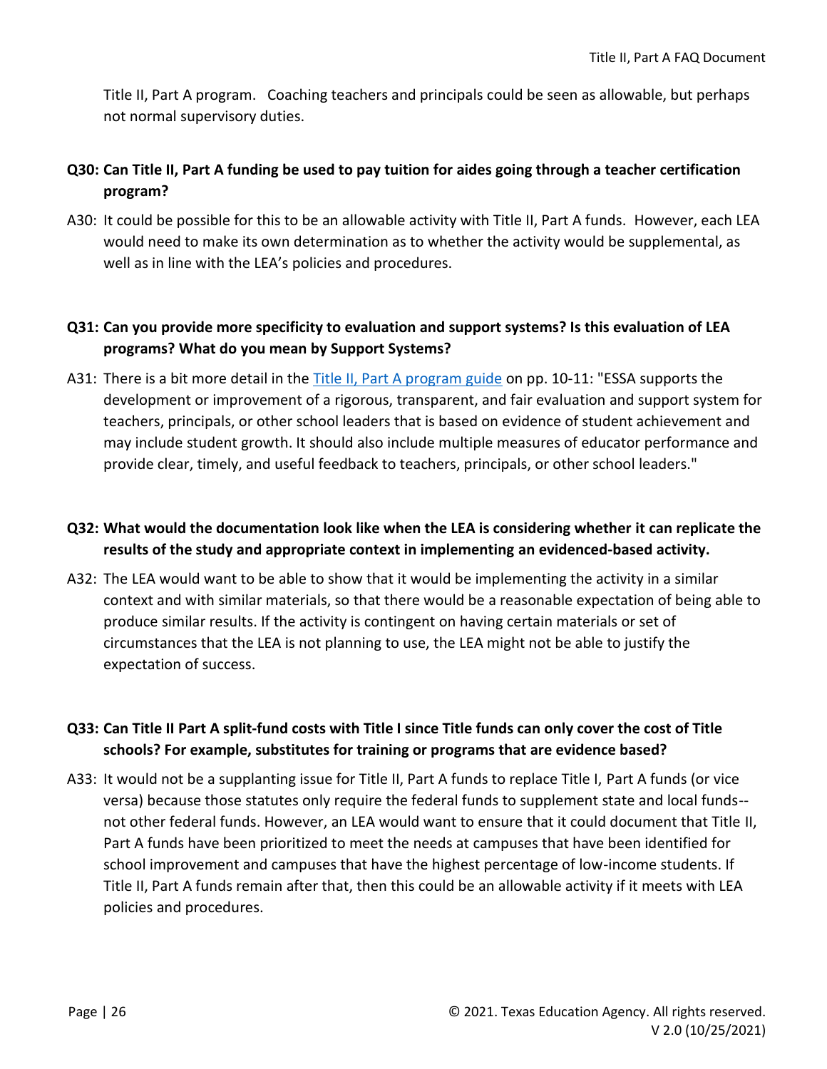Title II, Part A program. Coaching teachers and principals could be seen as allowable, but perhaps not normal supervisory duties.

**Q30: Can Title II, Part A funding be used to pay tuition for aides going through a teacher certification program?**

A30: It could be possible for this to be an allowable activity with Title II, Part A funds. However, each LEA would need to make its own determination as to whether the activity would be supplemental, as well as in line with the LEA's policies and procedures.

**Q31: Can you provide more specificity to evaluation and support systems? Is this evaluation of LEA programs? What do you mean by Support Systems?**

A31: There is a bit more detail in the Title II, Part A program guide on pp. 10-11: "ESSA supports the development or improvement of a rigorous, transparent, and fair evaluation and support system for teachers, principals, or other school leaders that is based on evidence of student achievement and may include student growth. It should also include multiple measures of educator performance and provide clear, timely, and useful feedback to teachers, principals, or other school leaders."

**Q32: What would the documentation look like when the LEA is considering whether it can replicate the results of the study and appropriate context in implementing an evidenced-based activity.**

A32: The LEA would want to be able to show that it would be implementing the activity in a similar context and with similar materials, so that there would be a reasonable expectation of being able to produce similar results. If the activity is contingent on having certain materials or set of circumstances that the LEA is not planning to use, the LEA might not be able to justify the expectation of success.

**Q33: Can Title II Part A split-fund costs with Title I since Title funds can only cover the cost of Title schools? For example, substitutes for training or programs that are evidence based?**

A33: It would not be a supplanting issue for Title II, Part A funds to replace Title I, Part A funds (or vice versa) because those statutes only require the federal funds to supplement state and local funds--not other federal funds. However, an LEA would want to ensure that it could document that Title II, Part A funds have been prioritized to meet the needs at campuses that have been identified for school improvement and campuses that have the highest percentage of low-income students. If Title II, Part A funds remain after that, then this could be an allowable activity if it meets with LEA policies and procedures.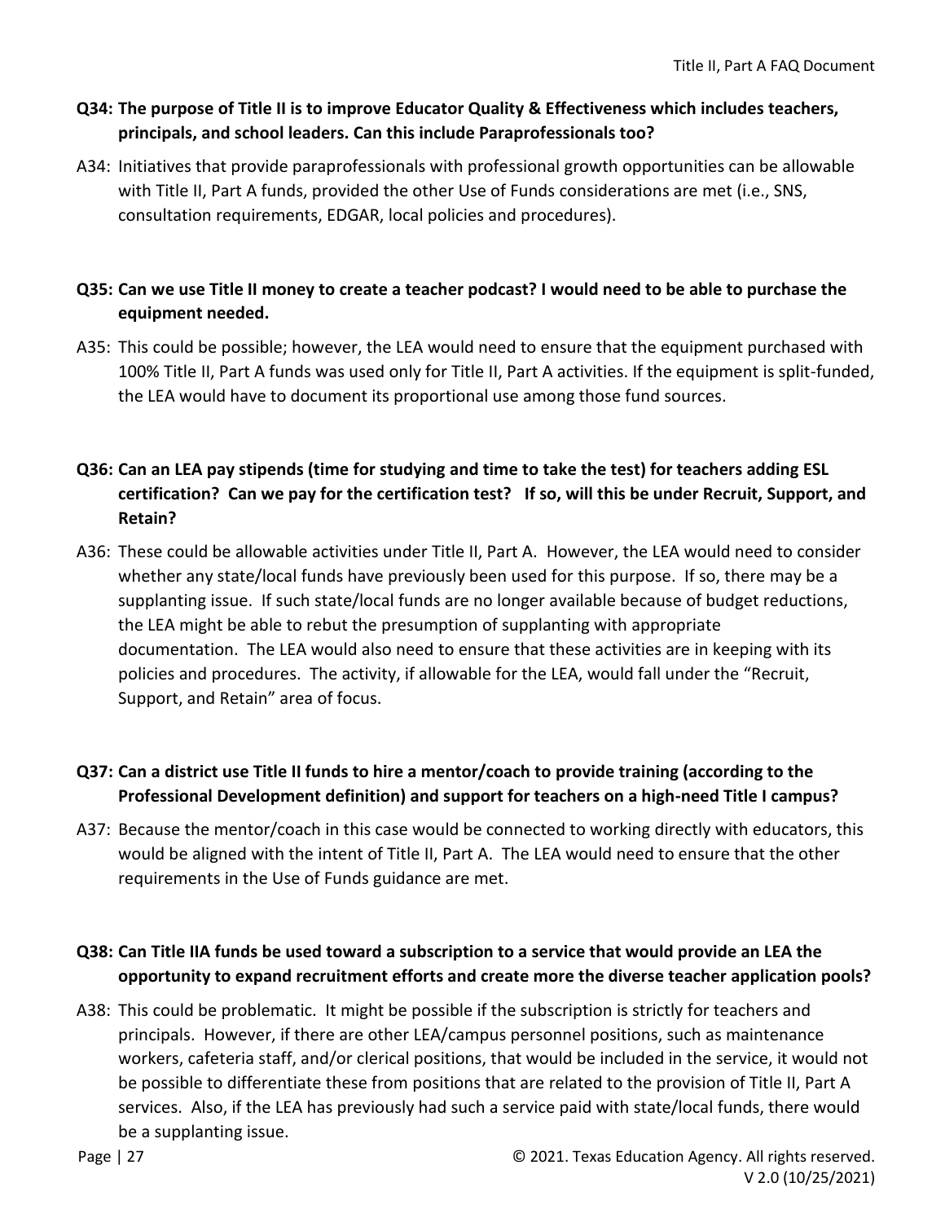**Q34: The purpose of Title II is to improve Educator Quality & Effectiveness which includes teachers, principals, and school leaders. Can this include Paraprofessionals too?**

A34: Initiatives that provide paraprofessionals with professional growth opportunities can be allowable with Title II, Part A funds, provided the other Use of Funds considerations are met (i.e., SNS, consultation requirements, EDGAR, local policies and procedures).

**Q35: Can we use Title II money to create a teacher podcast? I would need to be able to purchase the equipment needed.**

A35: This could be possible; however, the LEA would need to ensure that the equipment purchased with 100% Title II, Part A funds was used only for Title II, Part A activities. If the equipment is split-funded, the LEA would have to document its proportional use among those fund sources.

**Q36: Can an LEA pay stipends (time for studying and time to take the test) for teachers adding ESL certification? Can we pay for the certification test? If so, will this be under Recruit, Support, and Retain?**

A36: These could be allowable activities under Title II, Part A. However, the LEA would need to consider whether any state/local funds have previously been used for this purpose. If so, there may be a supplanting issue. If such state/local funds are no longer available because of budget reductions, the LEA might be able to rebut the presumption of supplanting with appropriate documentation. The LEA would also need to ensure that these activities are in keeping with its policies and procedures. The activity, if allowable for the LEA, would fall under the "Recruit, Support, and Retain" area of focus.

**Q37: Can a district use Title II funds to hire a mentor/coach to provide training (according to the Professional Development definition) and support for teachers on a high-need Title I campus?**

A37: Because the mentor/coach in this case would be connected to working directly with educators, this would be aligned with the intent of Title II, Part A. The LEA would need to ensure that the other requirements in the Use of Funds guidance are met.

**Q38: Can Title IIA funds be used toward a subscription to a service that would provide an LEA the opportunity to expand recruitment efforts and create more the diverse teacher application pools?**

A38: This could be problematic. It might be possible if the subscription is strictly for teachers and principals. However, if there are other LEA/campus personnel positions, such as maintenance workers, cafeteria staff, and/or clerical positions, that would be included in the service, it would not be possible to differentiate these from positions that are related to the provision of Title II, Part A services. Also, if the LEA has previously had such a service paid with state/local funds, there would be a supplanting issue.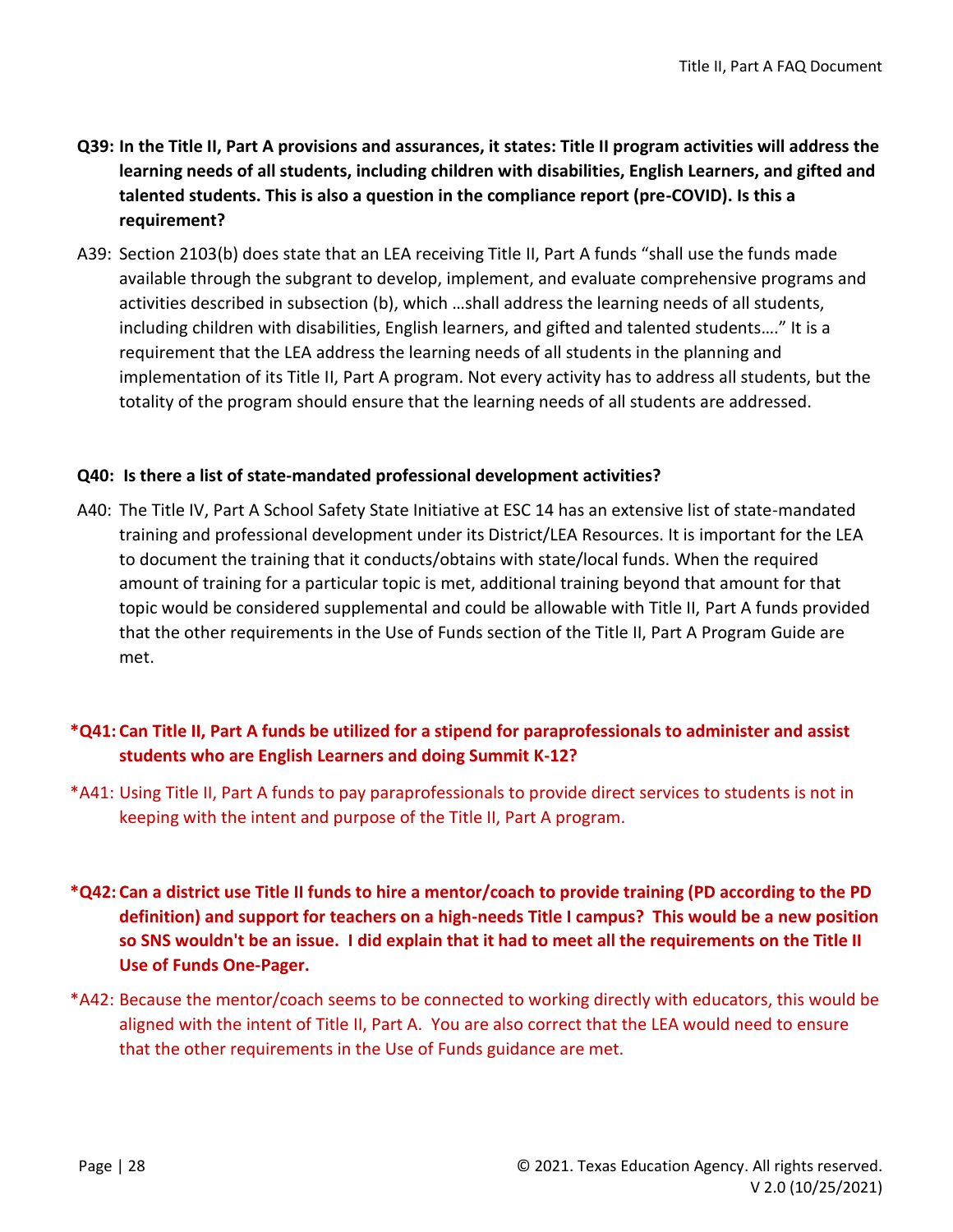**Q39: In the Title II, Part A provisions and assurances, it states: Title II program activities will address the learning needs of all students, including children with disabilities, English Learners, and gifted and talented students. This is also a question in the compliance report (pre-COVID). Is this a requirement?**

A39: Section 2103(b) does state that an LEA receiving Title II, Part A funds "shall use the funds made available through the subgrant to develop, implement, and evaluate comprehensive programs and activities described in subsection (b), which …shall address the learning needs of all students, including children with disabilities, English learners, and gifted and talented students…." It is a requirement that the LEA address the learning needs of all students in the planning and implementation of its Title II, Part A program. Not every activity has to address all students, but the totality of the program should ensure that the learning needs of all students are addressed.

**Q40: Is there a list of state-mandated professional development activities?**

A40: The Title IV, Part A School Safety State Initiative at ESC 14 has an extensive list of state-mandated training and professional development under its District/LEA Resources. It is important for the LEA to document the training that it conducts/obtains with state/local funds. When the required amount of training for a particular topic is met, additional training beyond that amount for that topic would be considered supplemental and could be allowable with Title II, Part A funds provided that the other requirements in the Use of Funds section of the Title II, Part A Program Guide are met.

**\*Q41: Can Title II, Part A funds be utilized for a stipend for paraprofessionals to administer and assist students who are English Learners and doing Summit K-12?**

\*A41: Using Title II, Part A funds to pay paraprofessionals to provide direct services to students is not in keeping with the intent and purpose of the Title II, Part A program.

**\*Q42: Can a district use Title II funds to hire a mentor/coach to provide training (PD according to the PD definition) and support for teachers on a high-needs Title I campus? This would be a new position so SNS wouldn't be an issue. I did explain that it had to meet all the requirements on the Title II Use of Funds One-Pager.**

\*A42: Because the mentor/coach seems to be connected to working directly with educators, this would be aligned with the intent of Title II, Part A. You are also correct that the LEA would need to ensure that the other requirements in the Use of Funds guidance are met.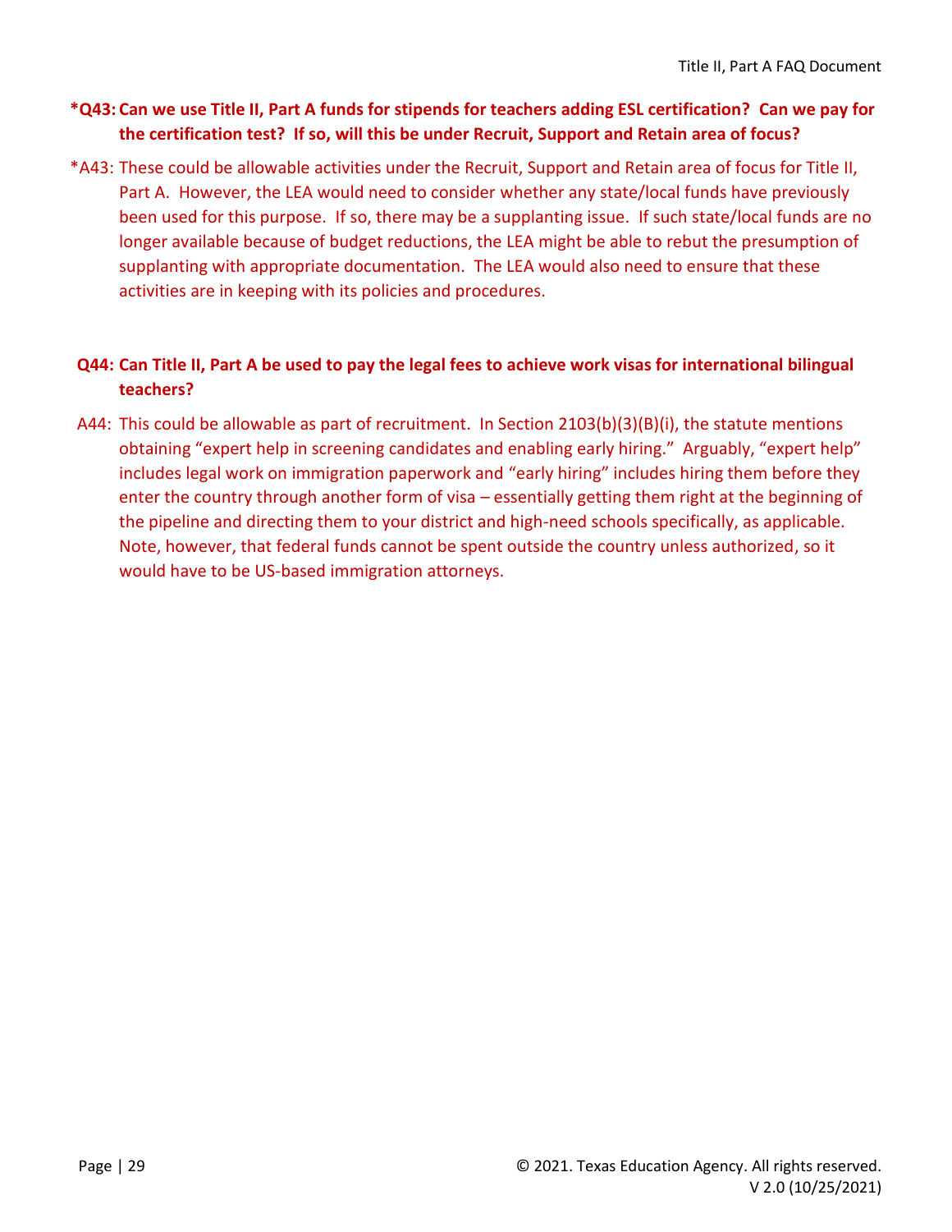**\*Q43: Can we use Title II, Part A funds for stipends for teachers adding ESL certification? Can we pay for the certification test? If so, will this be under Recruit, Support and Retain area of focus?**

\*A43: These could be allowable activities under the Recruit, Support and Retain area of focus for Title II, Part A. However, the LEA would need to consider whether any state/local funds have previously been used for this purpose. If so, there may be a supplanting issue. If such state/local funds are no longer available because of budget reductions, the LEA might be able to rebut the presumption of supplanting with appropriate documentation. The LEA would also need to ensure that these activities are in keeping with its policies and procedures.

**Q44: Can Title II, Part A be used to pay the legal fees to achieve work visas for international bilingual teachers?**

A44: This could be allowable as part of recruitment. In Section 2103(b)(3)(B)(i), the statute mentions obtaining "expert help in screening candidates and enabling early hiring." Arguably, "expert help" includes legal work on immigration paperwork and "early hiring" includes hiring them before they enter the country through another form of visa – essentially getting them right at the beginning of the pipeline and directing them to your district and high-need schools specifically, as applicable. Note, however, that federal funds cannot be spent outside the country unless authorized, so it would have to be US-based immigration attorneys.